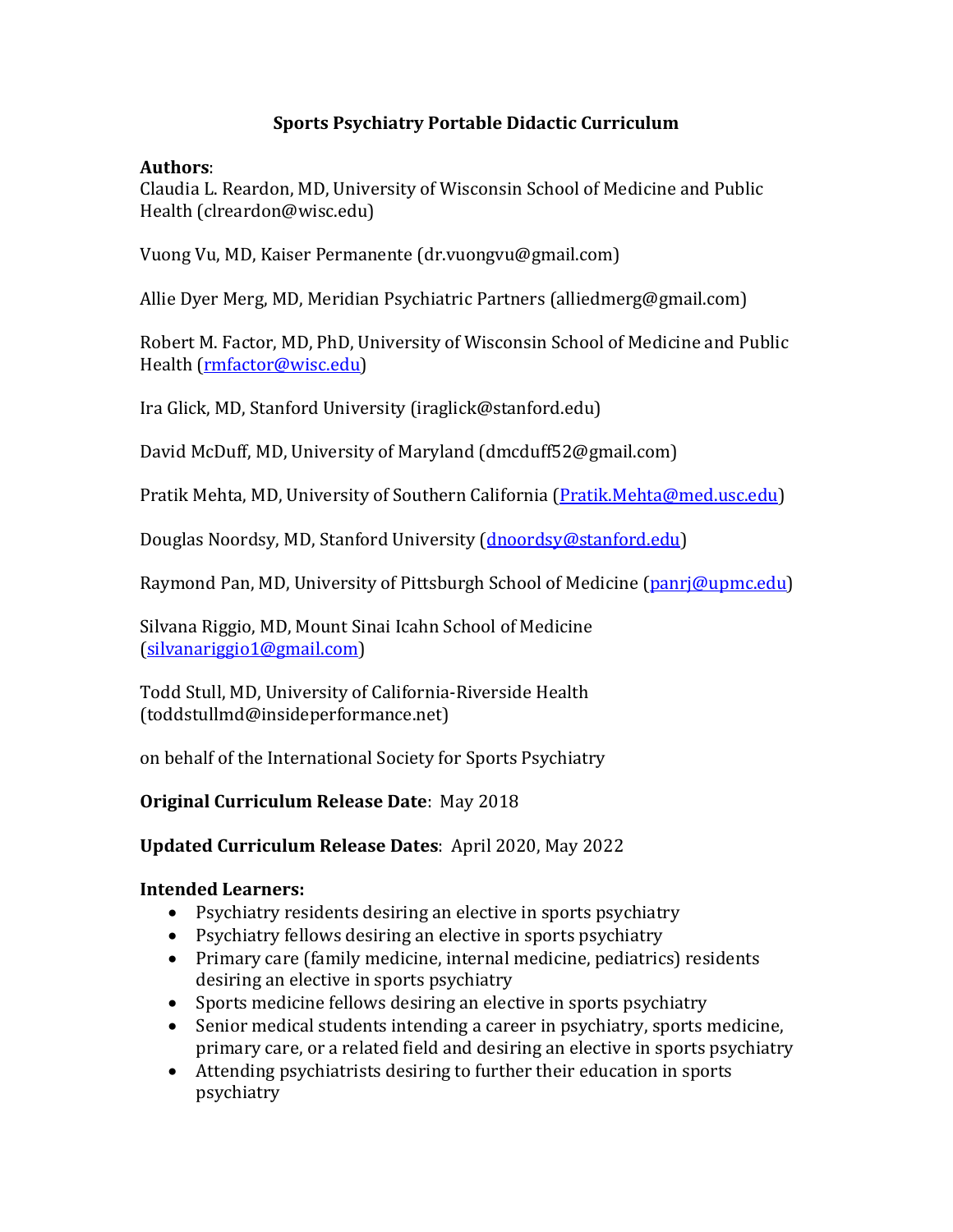# Sports Psychiatry Portable Didactic Curriculum

**Authors**:
Claudia L. Reardon, MD, University of Wisconsin School of Medicine and Public Health (clreardon@wisc.edu)

Vuong Vu, MD, Kaiser Permanente (dr.vuongvu@gmail.com)

Allie Dyer Merg, MD, Meridian Psychiatric Partners (alliedmerg@gmail.com)

Robert M. Factor, MD, PhD, University of Wisconsin School of Medicine and Public Health (rmfactor@wisc.edu)

Ira Glick, MD, Stanford University (iraglick@stanford.edu)

David McDuff, MD, University of Maryland (dmcduff52@gmail.com)

Pratik Mehta, MD, University of Southern California (Pratik.Mehta@med.usc.edu)

Douglas Noordsy, MD, Stanford University (dnoordsy@stanford.edu)

Raymond Pan, MD, University of Pittsburgh School of Medicine (panrj@upmc.edu)

Silvana Riggio, MD, Mount Sinai Icahn School of Medicine (silvanariggio1@gmail.com)

Todd Stull, MD, University of California-Riverside Health (toddstullmd@insideperformance.net)

on behalf of the International Society for Sports Psychiatry

**Original Curriculum Release Date**: May 2018

**Updated Curriculum Release Dates**: April 2020, May 2022

**Intended Learners:**

- Psychiatry residents desiring an elective in sports psychiatry
- Psychiatry fellows desiring an elective in sports psychiatry
- Primary care (family medicine, internal medicine, pediatrics) residents desiring an elective in sports psychiatry
- Sports medicine fellows desiring an elective in sports psychiatry
- Senior medical students intending a career in psychiatry, sports medicine, primary care, or a related field and desiring an elective in sports psychiatry
- Attending psychiatrists desiring to further their education in sports psychiatry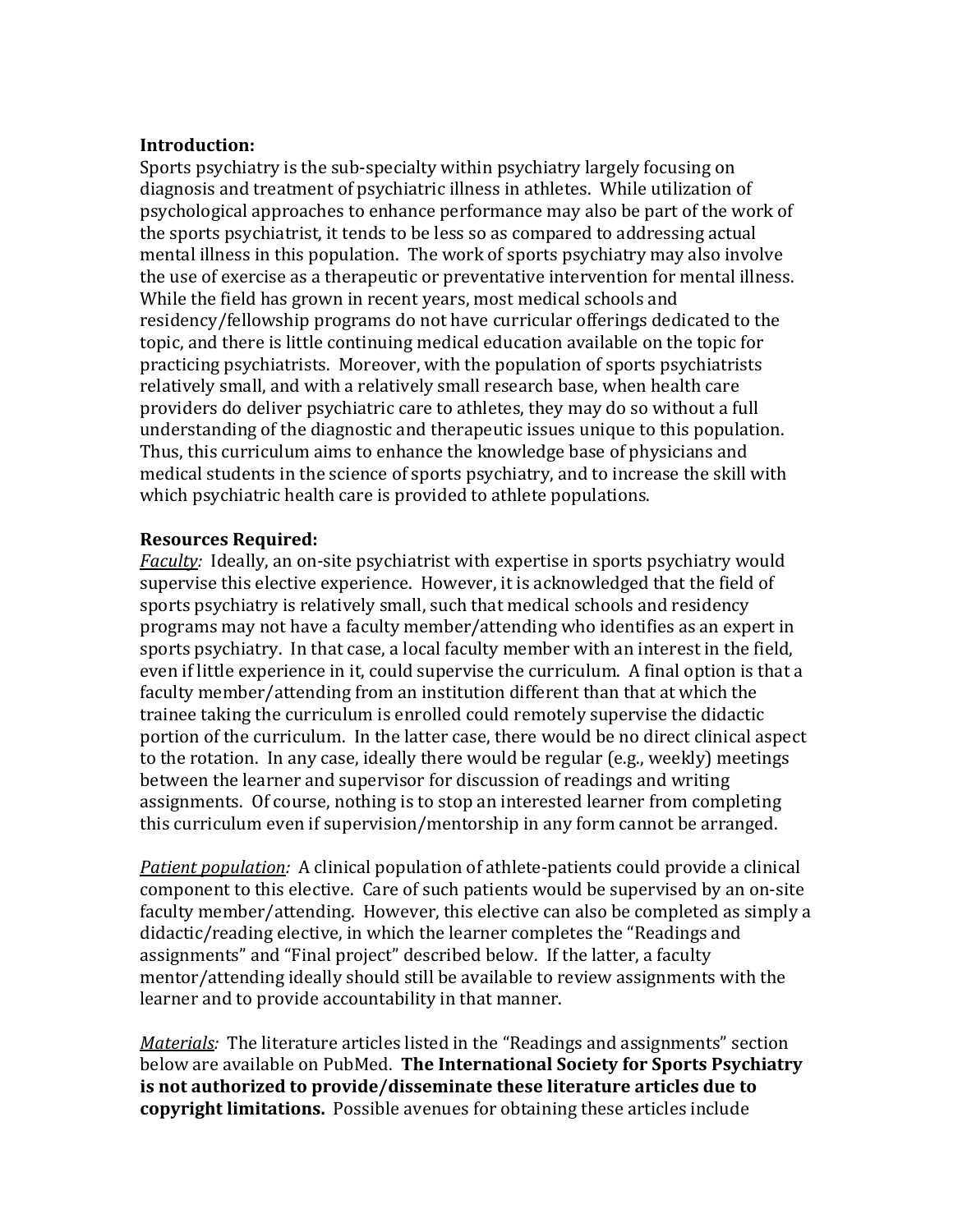**Introduction:**
Sports psychiatry is the sub-specialty within psychiatry largely focusing on diagnosis and treatment of psychiatric illness in athletes. While utilization of psychological approaches to enhance performance may also be part of the work of the sports psychiatrist, it tends to be less so as compared to addressing actual mental illness in this population. The work of sports psychiatry may also involve the use of exercise as a therapeutic or preventative intervention for mental illness. While the field has grown in recent years, most medical schools and residency/fellowship programs do not have curricular offerings dedicated to the topic, and there is little continuing medical education available on the topic for practicing psychiatrists. Moreover, with the population of sports psychiatrists relatively small, and with a relatively small research base, when health care providers do deliver psychiatric care to athletes, they may do so without a full understanding of the diagnostic and therapeutic issues unique to this population. Thus, this curriculum aims to enhance the knowledge base of physicians and medical students in the science of sports psychiatry, and to increase the skill with which psychiatric health care is provided to athlete populations.

**Resources Required:**
*Faculty:* Ideally, an on-site psychiatrist with expertise in sports psychiatry would supervise this elective experience. However, it is acknowledged that the field of sports psychiatry is relatively small, such that medical schools and residency programs may not have a faculty member/attending who identifies as an expert in sports psychiatry. In that case, a local faculty member with an interest in the field, even if little experience in it, could supervise the curriculum. A final option is that a faculty member/attending from an institution different than that at which the trainee taking the curriculum is enrolled could remotely supervise the didactic portion of the curriculum. In the latter case, there would be no direct clinical aspect to the rotation. In any case, ideally there would be regular (e.g., weekly) meetings between the learner and supervisor for discussion of readings and writing assignments. Of course, nothing is to stop an interested learner from completing this curriculum even if supervision/mentorship in any form cannot be arranged.

*Patient population:* A clinical population of athlete-patients could provide a clinical component to this elective. Care of such patients would be supervised by an on-site faculty member/attending. However, this elective can also be completed as simply a didactic/reading elective, in which the learner completes the "Readings and assignments" and "Final project" described below. If the latter, a faculty mentor/attending ideally should still be available to review assignments with the learner and to provide accountability in that manner.

*Materials:* The literature articles listed in the "Readings and assignments" section below are available on PubMed. **The International Society for Sports Psychiatry is not authorized to provide/disseminate these literature articles due to copyright limitations.** Possible avenues for obtaining these articles include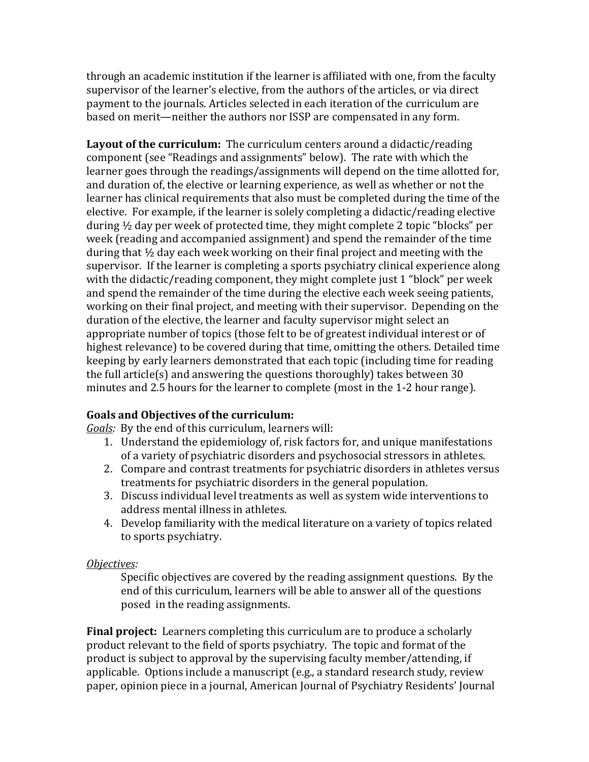through an academic institution if the learner is affiliated with one, from the faculty supervisor of the learner's elective, from the authors of the articles, or via direct payment to the journals. Articles selected in each iteration of the curriculum are based on merit—neither the authors nor ISSP are compensated in any form.

**Layout of the curriculum:** The curriculum centers around a didactic/reading component (see "Readings and assignments" below). The rate with which the learner goes through the readings/assignments will depend on the time allotted for, and duration of, the elective or learning experience, as well as whether or not the learner has clinical requirements that also must be completed during the time of the elective. For example, if the learner is solely completing a didactic/reading elective during ½ day per week of protected time, they might complete 2 topic "blocks" per week (reading and accompanied assignment) and spend the remainder of the time during that ½ day each week working on their final project and meeting with the supervisor. If the learner is completing a sports psychiatry clinical experience along with the didactic/reading component, they might complete just 1 "block" per week and spend the remainder of the time during the elective each week seeing patients, working on their final project, and meeting with their supervisor. Depending on the duration of the elective, the learner and faculty supervisor might select an appropriate number of topics (those felt to be of greatest individual interest or of highest relevance) to be covered during that time, omitting the others. Detailed time keeping by early learners demonstrated that each topic (including time for reading the full article(s) and answering the questions thoroughly) takes between 30 minutes and 2.5 hours for the learner to complete (most in the 1-2 hour range).

**Goals and Objectives of the curriculum:**

*Goals:* By the end of this curriculum, learners will:

1. Understand the epidemiology of, risk factors for, and unique manifestations of a variety of psychiatric disorders and psychosocial stressors in athletes.
2. Compare and contrast treatments for psychiatric disorders in athletes versus treatments for psychiatric disorders in the general population.
3. Discuss individual level treatments as well as system wide interventions to address mental illness in athletes.
4. Develop familiarity with the medical literature on a variety of topics related to sports psychiatry.

*Objectives:*

Specific objectives are covered by the reading assignment questions. By the end of this curriculum, learners will be able to answer all of the questions posed in the reading assignments.

**Final project:** Learners completing this curriculum are to produce a scholarly product relevant to the field of sports psychiatry. The topic and format of the product is subject to approval by the supervising faculty member/attending, if applicable. Options include a manuscript (e.g., a standard research study, review paper, opinion piece in a journal, American Journal of Psychiatry Residents' Journal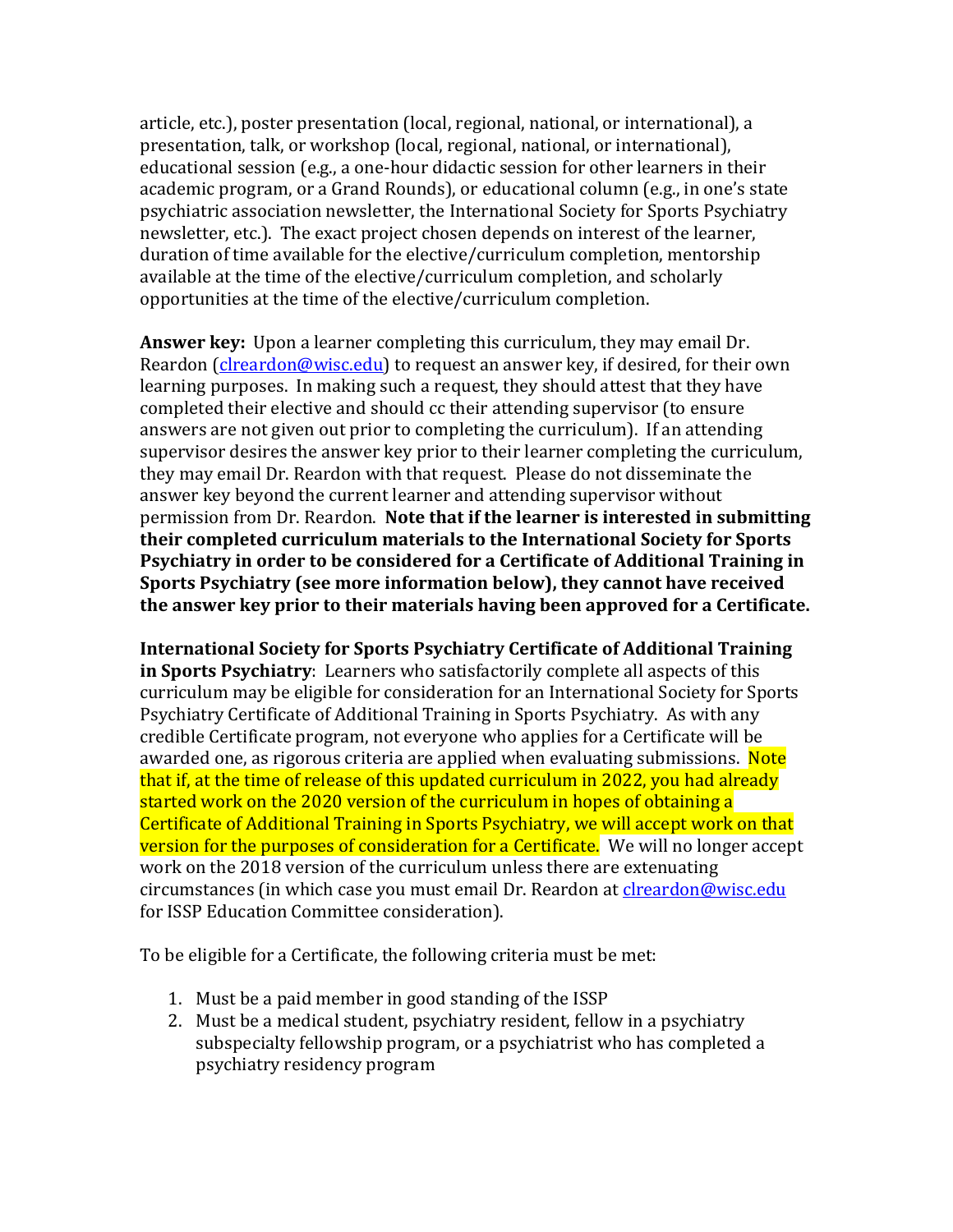article, etc.), poster presentation (local, regional, national, or international), a presentation, talk, or workshop (local, regional, national, or international), educational session (e.g., a one-hour didactic session for other learners in their academic program, or a Grand Rounds), or educational column (e.g., in one's state psychiatric association newsletter, the International Society for Sports Psychiatry newsletter, etc.). The exact project chosen depends on interest of the learner, duration of time available for the elective/curriculum completion, mentorship available at the time of the elective/curriculum completion, and scholarly opportunities at the time of the elective/curriculum completion.

**Answer key:** Upon a learner completing this curriculum, they may email Dr. Reardon (clreardon@wisc.edu) to request an answer key, if desired, for their own learning purposes. In making such a request, they should attest that they have completed their elective and should cc their attending supervisor (to ensure answers are not given out prior to completing the curriculum). If an attending supervisor desires the answer key prior to their learner completing the curriculum, they may email Dr. Reardon with that request. Please do not disseminate the answer key beyond the current learner and attending supervisor without permission from Dr. Reardon. **Note that if the learner is interested in submitting their completed curriculum materials to the International Society for Sports Psychiatry in order to be considered for a Certificate of Additional Training in Sports Psychiatry (see more information below), they cannot have received the answer key prior to their materials having been approved for a Certificate.**

**International Society for Sports Psychiatry Certificate of Additional Training in Sports Psychiatry**: Learners who satisfactorily complete all aspects of this curriculum may be eligible for consideration for an International Society for Sports Psychiatry Certificate of Additional Training in Sports Psychiatry. As with any credible Certificate program, not everyone who applies for a Certificate will be awarded one, as rigorous criteria are applied when evaluating submissions. Note that if, at the time of release of this updated curriculum in 2022, you had already started work on the 2020 version of the curriculum in hopes of obtaining a Certificate of Additional Training in Sports Psychiatry, we will accept work on that version for the purposes of consideration for a Certificate. We will no longer accept work on the 2018 version of the curriculum unless there are extenuating circumstances (in which case you must email Dr. Reardon at clreardon@wisc.edu for ISSP Education Committee consideration).

To be eligible for a Certificate, the following criteria must be met:

1. Must be a paid member in good standing of the ISSP
2. Must be a medical student, psychiatry resident, fellow in a psychiatry subspecialty fellowship program, or a psychiatrist who has completed a psychiatry residency program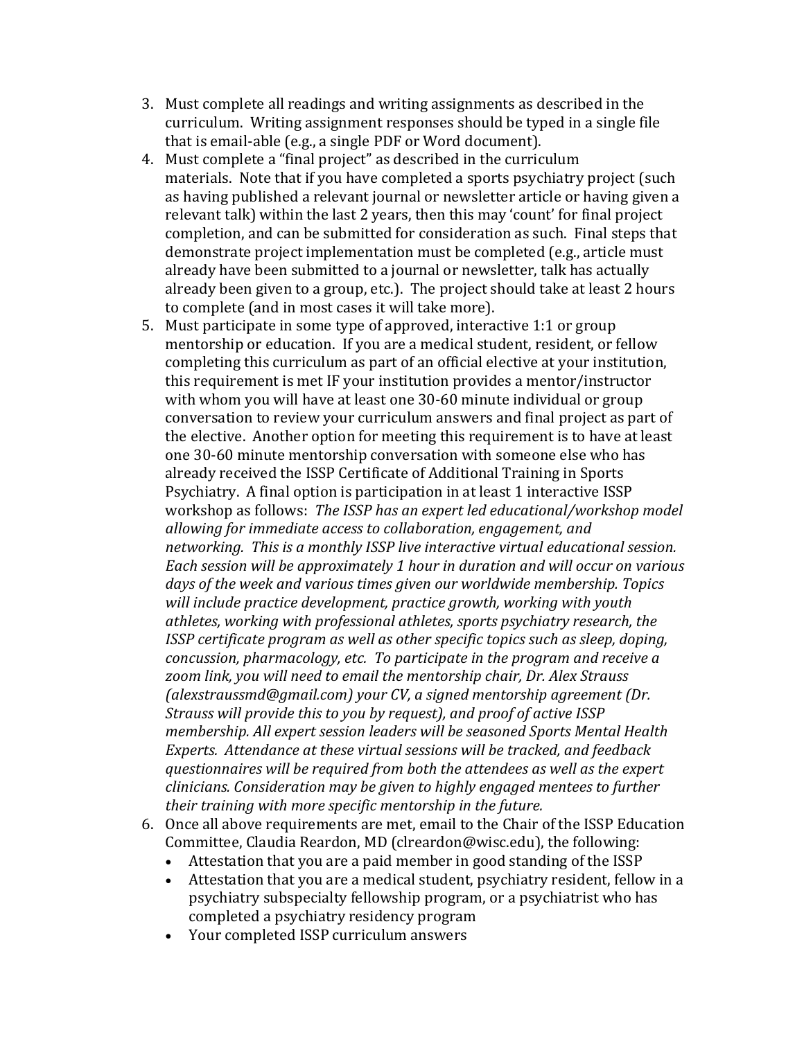3. Must complete all readings and writing assignments as described in the curriculum. Writing assignment responses should be typed in a single file that is email-able (e.g., a single PDF or Word document).
4. Must complete a "final project" as described in the curriculum materials. Note that if you have completed a sports psychiatry project (such as having published a relevant journal or newsletter article or having given a relevant talk) within the last 2 years, then this may 'count' for final project completion, and can be submitted for consideration as such. Final steps that demonstrate project implementation must be completed (e.g., article must already have been submitted to a journal or newsletter, talk has actually already been given to a group, etc.). The project should take at least 2 hours to complete (and in most cases it will take more).
5. Must participate in some type of approved, interactive 1:1 or group mentorship or education. If you are a medical student, resident, or fellow completing this curriculum as part of an official elective at your institution, this requirement is met IF your institution provides a mentor/instructor with whom you will have at least one 30-60 minute individual or group conversation to review your curriculum answers and final project as part of the elective. Another option for meeting this requirement is to have at least one 30-60 minute mentorship conversation with someone else who has already received the ISSP Certificate of Additional Training in Sports Psychiatry. A final option is participation in at least 1 interactive ISSP workshop as follows: *The ISSP has an expert led educational/workshop model allowing for immediate access to collaboration, engagement, and networking. This is a monthly ISSP live interactive virtual educational session. Each session will be approximately 1 hour in duration and will occur on various days of the week and various times given our worldwide membership. Topics will include practice development, practice growth, working with youth athletes, working with professional athletes, sports psychiatry research, the ISSP certificate program as well as other specific topics such as sleep, doping, concussion, pharmacology, etc. To participate in the program and receive a zoom link, you will need to email the mentorship chair, Dr. Alex Strauss (alexstraussmd@gmail.com) your CV, a signed mentorship agreement (Dr. Strauss will provide this to you by request), and proof of active ISSP membership. All expert session leaders will be seasoned Sports Mental Health Experts. Attendance at these virtual sessions will be tracked, and feedback questionnaires will be required from both the attendees as well as the expert clinicians. Consideration may be given to highly engaged mentees to further their training with more specific mentorship in the future.*
6. Once all above requirements are met, email to the Chair of the ISSP Education Committee, Claudia Reardon, MD (clreardon@wisc.edu), the following:
   - Attestation that you are a paid member in good standing of the ISSP
   - Attestation that you are a medical student, psychiatry resident, fellow in a psychiatry subspecialty fellowship program, or a psychiatrist who has completed a psychiatry residency program
   - Your completed ISSP curriculum answers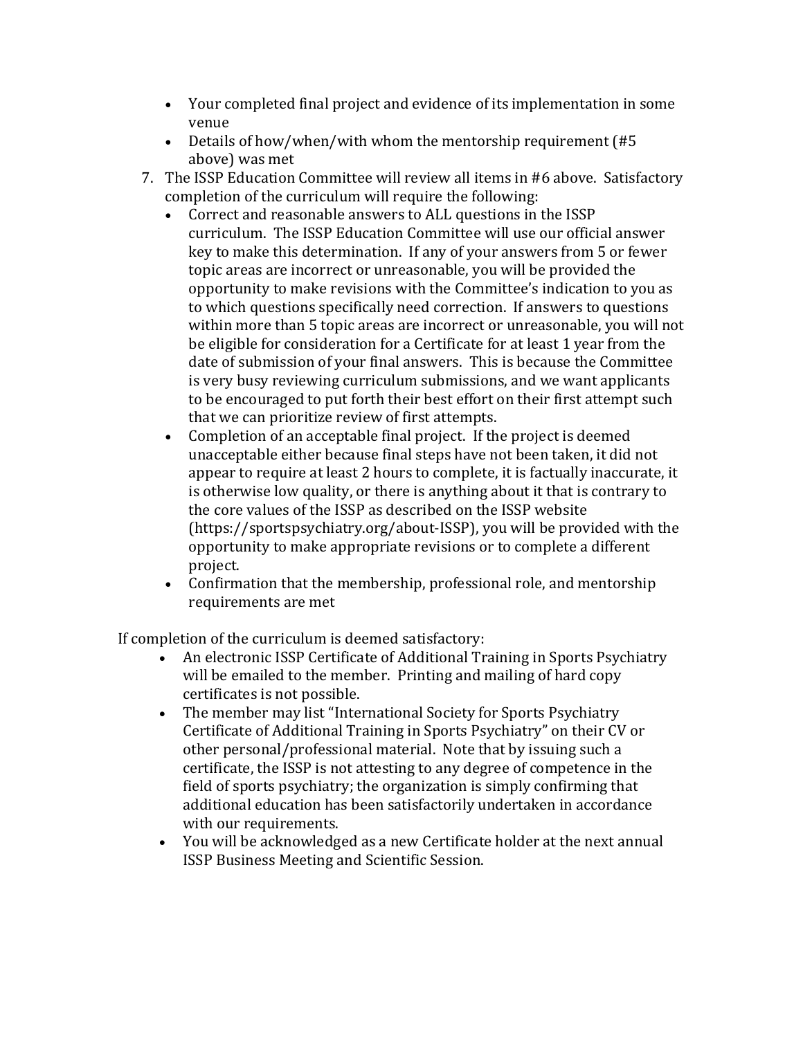- Your completed final project and evidence of its implementation in some venue
- Details of how/when/with whom the mentorship requirement (#5 above) was met

7. The ISSP Education Committee will review all items in #6 above. Satisfactory completion of the curriculum will require the following:
   - Correct and reasonable answers to ALL questions in the ISSP curriculum. The ISSP Education Committee will use our official answer key to make this determination. If any of your answers from 5 or fewer topic areas are incorrect or unreasonable, you will be provided the opportunity to make revisions with the Committee's indication to you as to which questions specifically need correction. If answers to questions within more than 5 topic areas are incorrect or unreasonable, you will not be eligible for consideration for a Certificate for at least 1 year from the date of submission of your final answers. This is because the Committee is very busy reviewing curriculum submissions, and we want applicants to be encouraged to put forth their best effort on their first attempt such that we can prioritize review of first attempts.
   - Completion of an acceptable final project. If the project is deemed unacceptable either because final steps have not been taken, it did not appear to require at least 2 hours to complete, it is factually inaccurate, it is otherwise low quality, or there is anything about it that is contrary to the core values of the ISSP as described on the ISSP website (https://sportspsychiatry.org/about-ISSP), you will be provided with the opportunity to make appropriate revisions or to complete a different project.
   - Confirmation that the membership, professional role, and mentorship requirements are met

If completion of the curriculum is deemed satisfactory:

- An electronic ISSP Certificate of Additional Training in Sports Psychiatry will be emailed to the member. Printing and mailing of hard copy certificates is not possible.
- The member may list "International Society for Sports Psychiatry Certificate of Additional Training in Sports Psychiatry" on their CV or other personal/professional material. Note that by issuing such a certificate, the ISSP is not attesting to any degree of competence in the field of sports psychiatry; the organization is simply confirming that additional education has been satisfactorily undertaken in accordance with our requirements.
- You will be acknowledged as a new Certificate holder at the next annual ISSP Business Meeting and Scientific Session.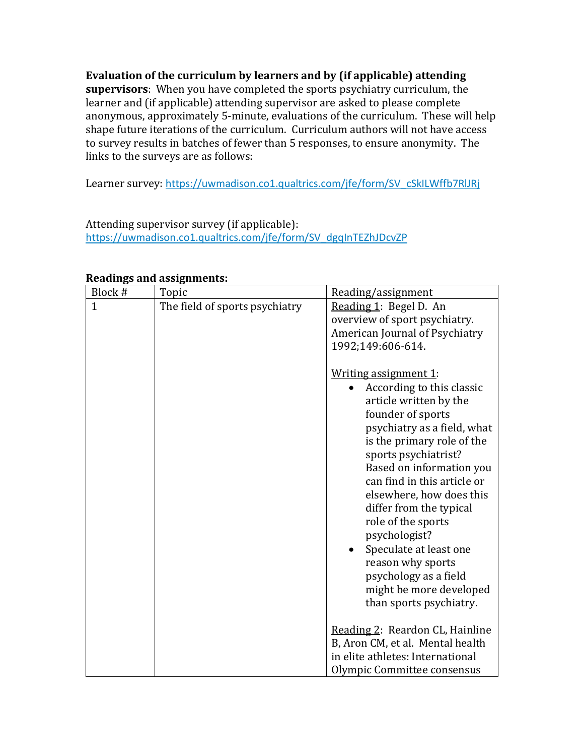**Evaluation of the curriculum by learners and by (if applicable) attending supervisors**: When you have completed the sports psychiatry curriculum, the learner and (if applicable) attending supervisor are asked to please complete anonymous, approximately 5-minute, evaluations of the curriculum. These will help shape future iterations of the curriculum. Curriculum authors will not have access to survey results in batches of fewer than 5 responses, to ensure anonymity. The links to the surveys are as follows:

Learner survey: https://uwmadison.co1.qualtrics.com/jfe/form/SV_cSkILWffb7RlJRj

Attending supervisor survey (if applicable): https://uwmadison.co1.qualtrics.com/jfe/form/SV_dgqInTEZhJDcvZP

**Readings and assignments:**

| Block # | Topic | Reading/assignment |
|---|---|---|
| 1 | The field of sports psychiatry | <u>Reading 1</u>: Begel D. An overview of sport psychiatry. American Journal of Psychiatry 1992;149:606-614.<br><br><u>Writing assignment 1</u>:<br>• According to this classic article written by the founder of sports psychiatry as a field, what is the primary role of the sports psychiatrist? Based on information you can find in this article or elsewhere, how does this differ from the typical role of the sports psychologist?<br>• Speculate at least one reason why sports psychology as a field might be more developed than sports psychiatry.<br><br><u>Reading 2</u>: Reardon CL, Hainline B, Aron CM, et al. Mental health in elite athletes: International Olympic Committee consensus |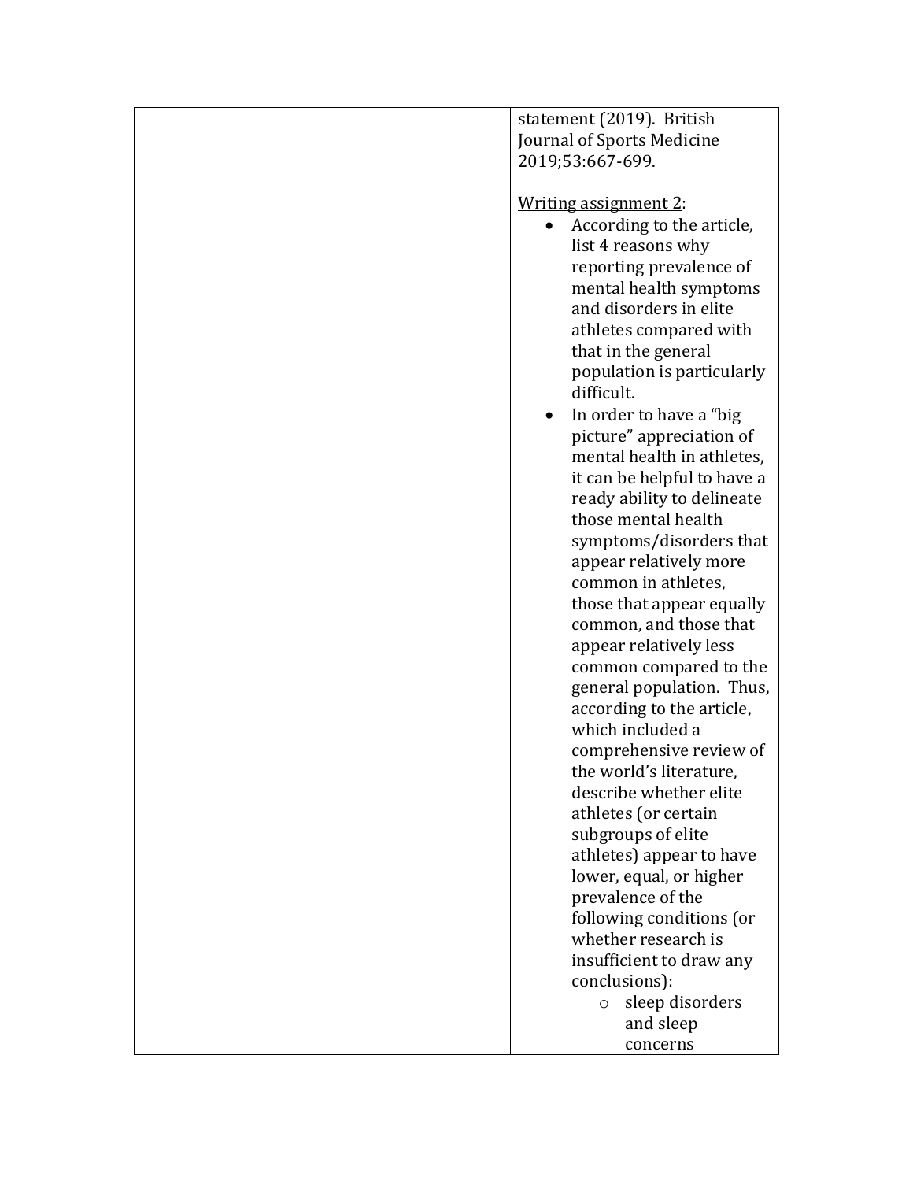| | | statement (2019). British Journal of Sports Medicine 2019;53:667-699.<br><br>Writing assignment 2:<br>• According to the article, list 4 reasons why reporting prevalence of mental health symptoms and disorders in elite athletes compared with that in the general population is particularly difficult.<br>• In order to have a "big picture" appreciation of mental health in athletes, it can be helpful to have a ready ability to delineate those mental health symptoms/disorders that appear relatively more common in athletes, those that appear equally common, and those that appear relatively less common compared to the general population. Thus, according to the article, which included a comprehensive review of the world's literature, describe whether elite athletes (or certain subgroups of elite athletes) appear to have lower, equal, or higher prevalence of the following conditions (or whether research is insufficient to draw any conclusions):<br>  ○ sleep disorders and sleep concerns |
|---|---|---|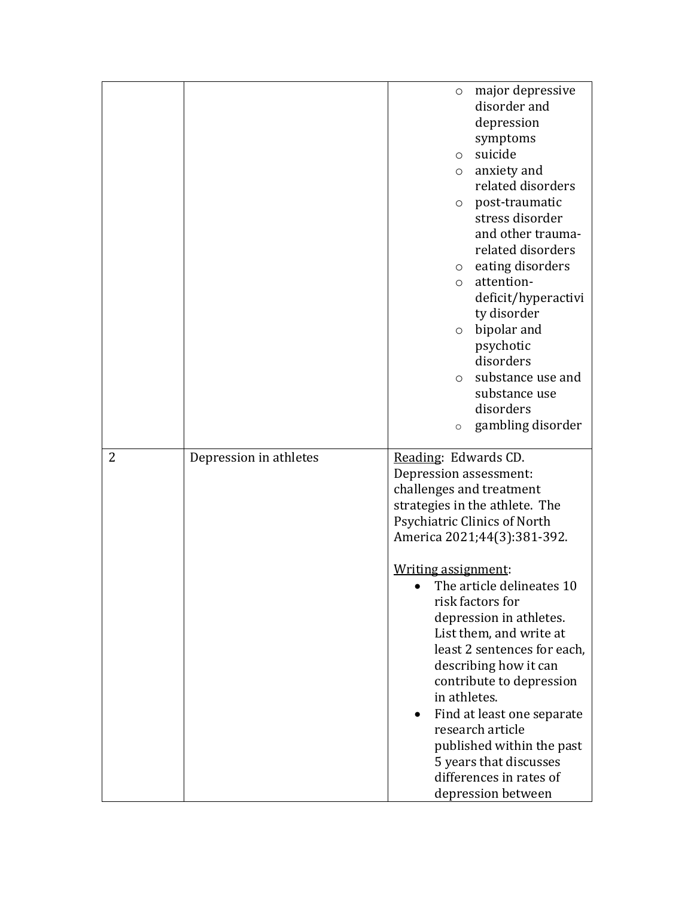| | | |
|---|---|---|
| | | ○ major depressive disorder and depression symptoms<br>○ suicide<br>○ anxiety and related disorders<br>○ post-traumatic stress disorder and other trauma-related disorders<br>○ eating disorders<br>○ attention-deficit/hyperactivity disorder<br>○ bipolar and psychotic disorders<br>○ substance use and substance use disorders<br>○ gambling disorder |
| 2 | Depression in athletes | Reading: Edwards CD. Depression assessment: challenges and treatment strategies in the athlete. The Psychiatric Clinics of North America 2021;44(3):381-392.<br><br>Writing assignment:<br>• The article delineates 10 risk factors for depression in athletes. List them, and write at least 2 sentences for each, describing how it can contribute to depression in athletes.<br>• Find at least one separate research article published within the past 5 years that discusses differences in rates of depression between |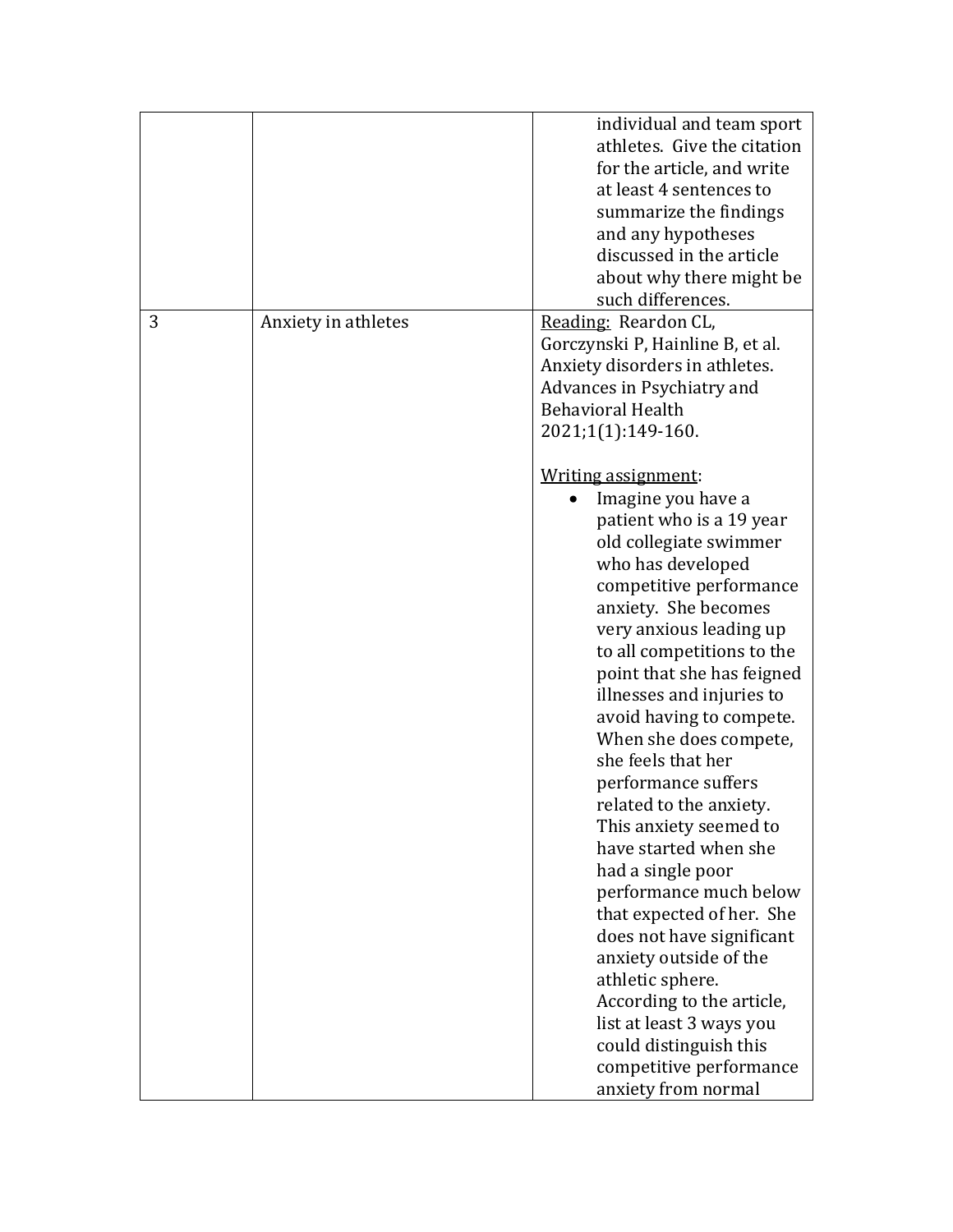| | | |
|---|---|---|
| | | individual and team sport athletes. Give the citation for the article, and write at least 4 sentences to summarize the findings and any hypotheses discussed in the article about why there might be such differences. |
| 3 | Anxiety in athletes | Reading: Reardon CL, Gorczynski P, Hainline B, et al. Anxiety disorders in athletes. Advances in Psychiatry and Behavioral Health 2021;1(1):149-160.<br><br>Writing assignment:<br>• Imagine you have a patient who is a 19 year old collegiate swimmer who has developed competitive performance anxiety. She becomes very anxious leading up to all competitions to the point that she has feigned illnesses and injuries to avoid having to compete. When she does compete, she feels that her performance suffers related to the anxiety. This anxiety seemed to have started when she had a single poor performance much below that expected of her. She does not have significant anxiety outside of the athletic sphere. According to the article, list at least 3 ways you could distinguish this competitive performance anxiety from normal |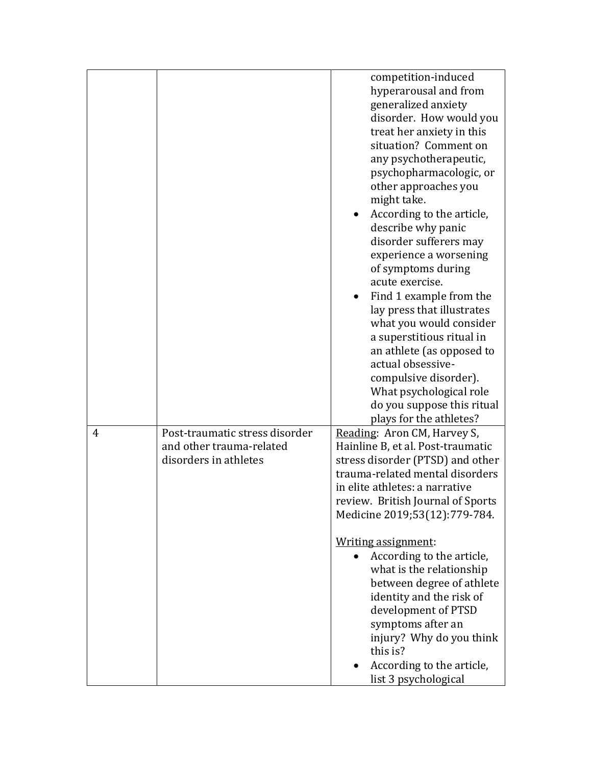| | | |
|---|---|---|
| | | competition-induced hyperarousal and from generalized anxiety disorder. How would you treat her anxiety in this situation? Comment on any psychotherapeutic, psychopharmacologic, or other approaches you might take.<br>• According to the article, describe why panic disorder sufferers may experience a worsening of symptoms during acute exercise.<br>• Find 1 example from the lay press that illustrates what you would consider a superstitious ritual in an athlete (as opposed to actual obsessive-compulsive disorder). What psychological role do you suppose this ritual plays for the athletes? |
| 4 | Post-traumatic stress disorder and other trauma-related disorders in athletes | Reading: Aron CM, Harvey S, Hainline B, et al. Post-traumatic stress disorder (PTSD) and other trauma-related mental disorders in elite athletes: a narrative review. British Journal of Sports Medicine 2019;53(12):779-784.<br><br>Writing assignment:<br>• According to the article, what is the relationship between degree of athlete identity and the risk of development of PTSD symptoms after an injury? Why do you think this is?<br>• According to the article, list 3 psychological |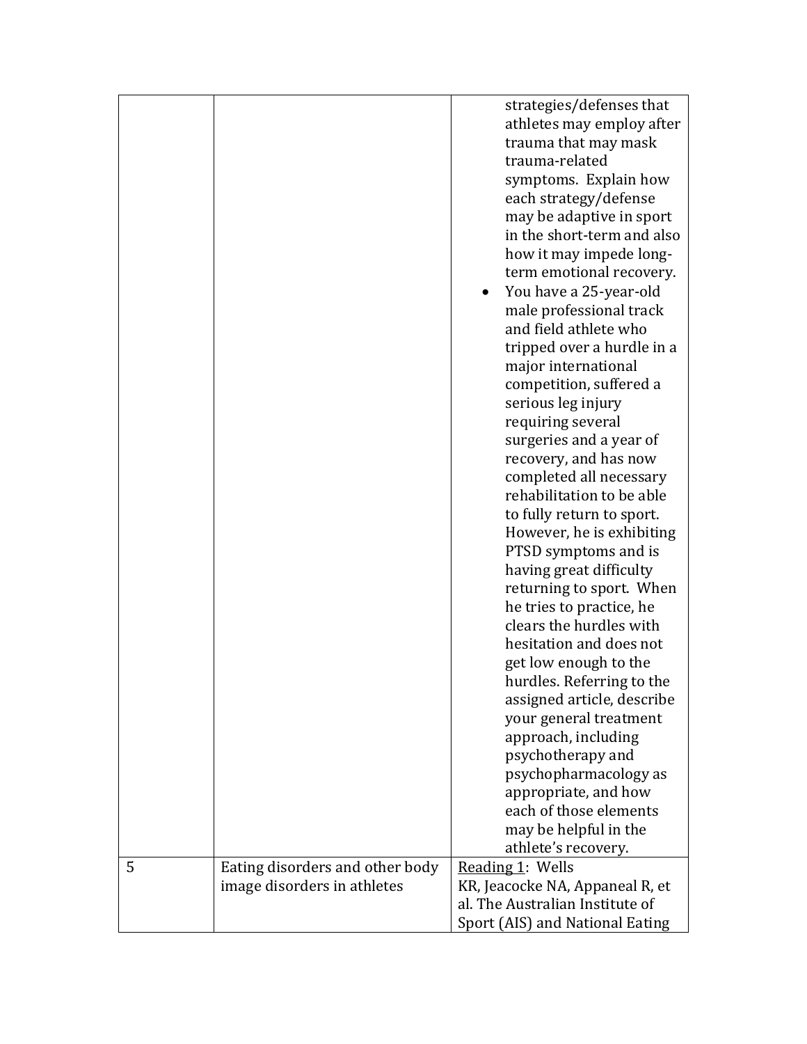| | | |
|---|---|---|
| | | strategies/defenses that athletes may employ after trauma that may mask trauma-related symptoms. Explain how each strategy/defense may be adaptive in sport in the short-term and also how it may impede long-term emotional recovery.<br>• You have a 25-year-old male professional track and field athlete who tripped over a hurdle in a major international competition, suffered a serious leg injury requiring several surgeries and a year of recovery, and has now completed all necessary rehabilitation to be able to fully return to sport. However, he is exhibiting PTSD symptoms and is having great difficulty returning to sport. When he tries to practice, he clears the hurdles with hesitation and does not get low enough to the hurdles. Referring to the assigned article, describe your general treatment approach, including psychotherapy and psychopharmacology as appropriate, and how each of those elements may be helpful in the athlete's recovery. |
| 5 | Eating disorders and other body image disorders in athletes | Reading 1: Wells KR, Jeacocke NA, Appaneal R, et al. The Australian Institute of Sport (AIS) and National Eating |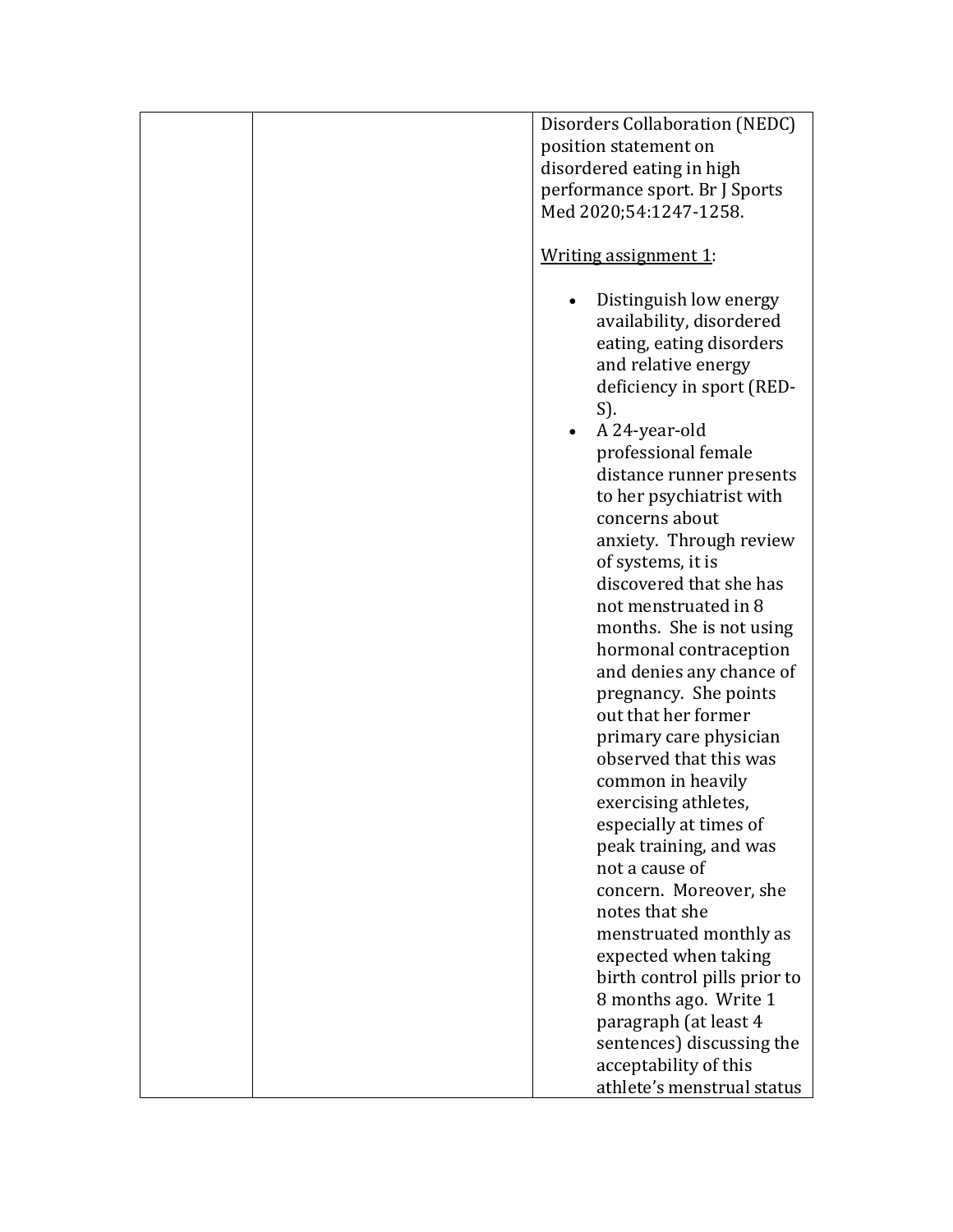|  |  | Disorders Collaboration (NEDC) position statement on disordered eating in high performance sport. Br J Sports Med 2020;54:1247-1258.<br><br><u>Writing assignment 1</u>:<br><br>• Distinguish low energy availability, disordered eating, eating disorders and relative energy deficiency in sport (RED-S).<br>• A 24-year-old professional female distance runner presents to her psychiatrist with concerns about anxiety. Through review of systems, it is discovered that she has not menstruated in 8 months. She is not using hormonal contraception and denies any chance of pregnancy. She points out that her former primary care physician observed that this was common in heavily exercising athletes, especially at times of peak training, and was not a cause of concern. Moreover, she notes that she menstruated monthly as expected when taking birth control pills prior to 8 months ago. Write 1 paragraph (at least 4 sentences) discussing the acceptability of this athlete's menstrual status |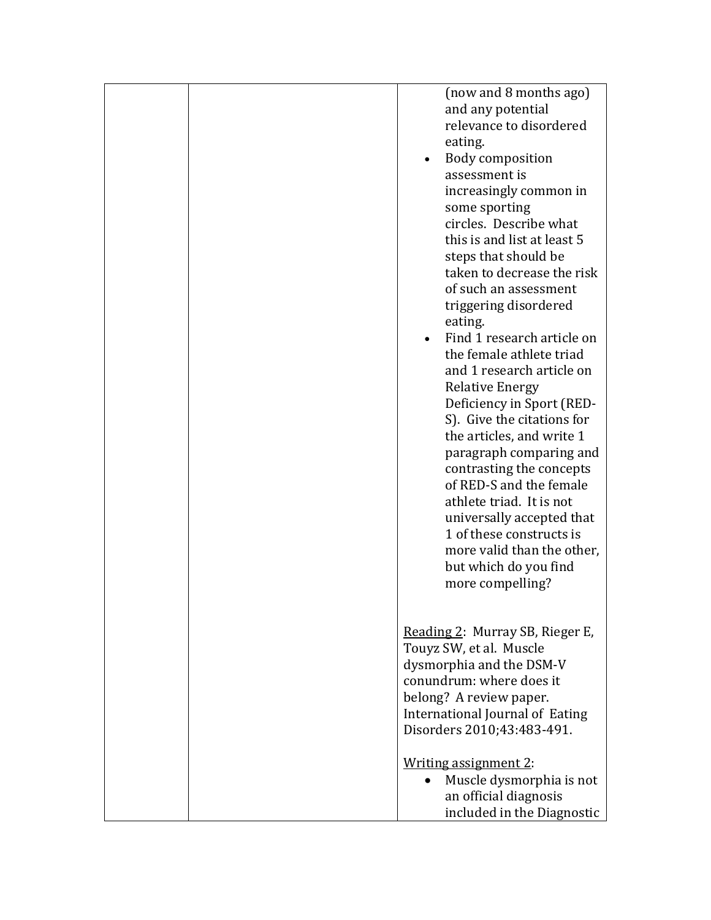|  |  | (now and 8 months ago) and any potential relevance to disordered eating.<br>• Body composition assessment is increasingly common in some sporting circles. Describe what this is and list at least 5 steps that should be taken to decrease the risk of such an assessment triggering disordered eating.<br>• Find 1 research article on the female athlete triad and 1 research article on Relative Energy Deficiency in Sport (RED-S). Give the citations for the articles, and write 1 paragraph comparing and contrasting the concepts of RED-S and the female athlete triad. It is not universally accepted that 1 of these constructs is more valid than the other, but which do you find more compelling?<br><br><u>Reading 2</u>: Murray SB, Rieger E, Touyz SW, et al. Muscle dysmorphia and the DSM-V conundrum: where does it belong? A review paper. International Journal of Eating Disorders 2010;43:483-491.<br><br><u>Writing assignment 2</u>:<br>• Muscle dysmorphia is not an official diagnosis included in the Diagnostic |
|---|---|---|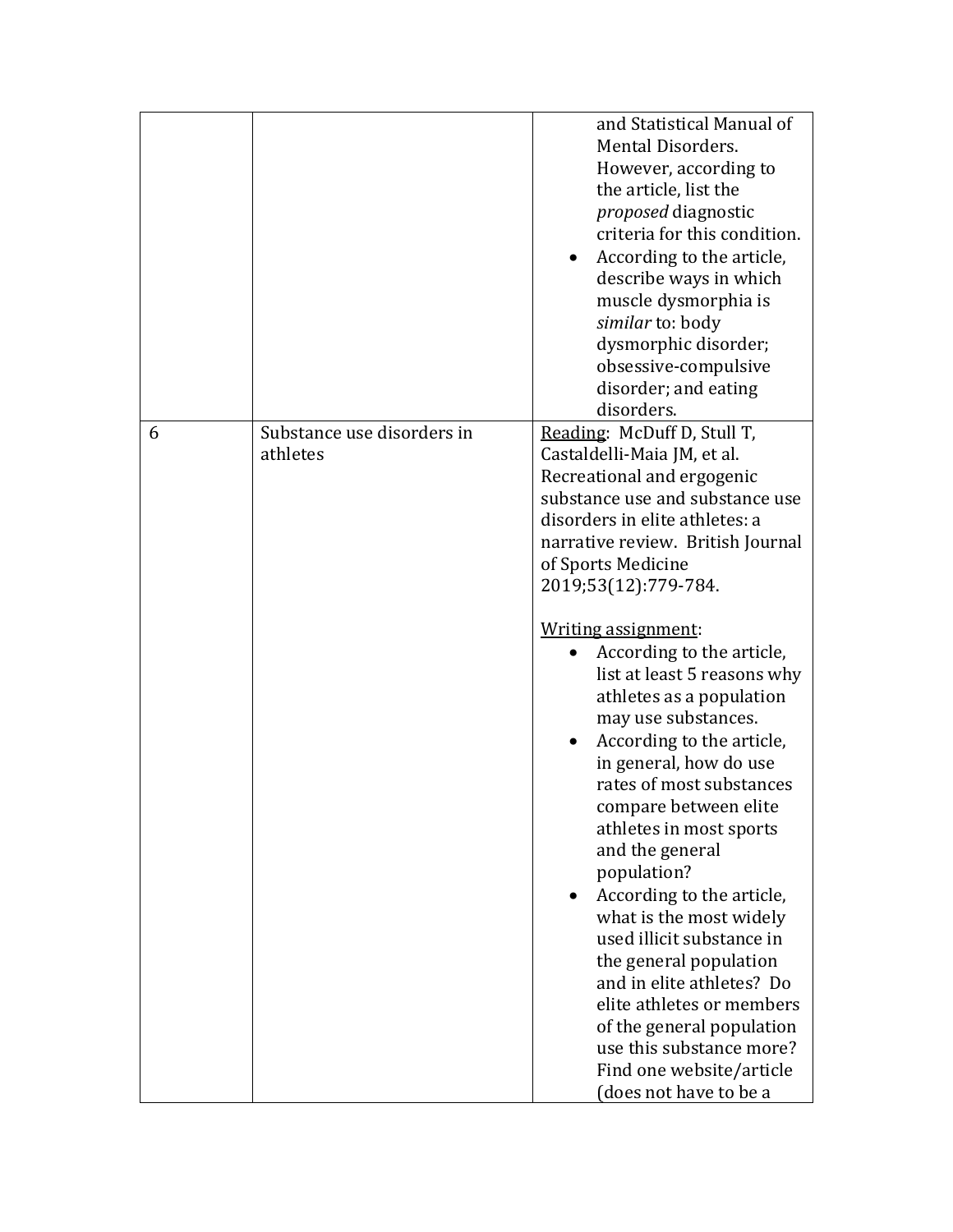| | | |
|---|---|---|
| | | and Statistical Manual of Mental Disorders. However, according to the article, list the *proposed* diagnostic criteria for this condition.<br>• According to the article, describe ways in which muscle dysmorphia is *similar* to: body dysmorphic disorder; obsessive-compulsive disorder; and eating disorders. |
| 6 | Substance use disorders in athletes | <u>Reading</u>: McDuff D, Stull T, Castaldelli-Maia JM, et al. Recreational and ergogenic substance use and substance use disorders in elite athletes: a narrative review. British Journal of Sports Medicine 2019;53(12):779-784.<br><br><u>Writing assignment</u>:<br>• According to the article, list at least 5 reasons why athletes as a population may use substances.<br>• According to the article, in general, how do use rates of most substances compare between elite athletes in most sports and the general population?<br>• According to the article, what is the most widely used illicit substance in the general population and in elite athletes? Do elite athletes or members of the general population use this substance more? Find one website/article (does not have to be a |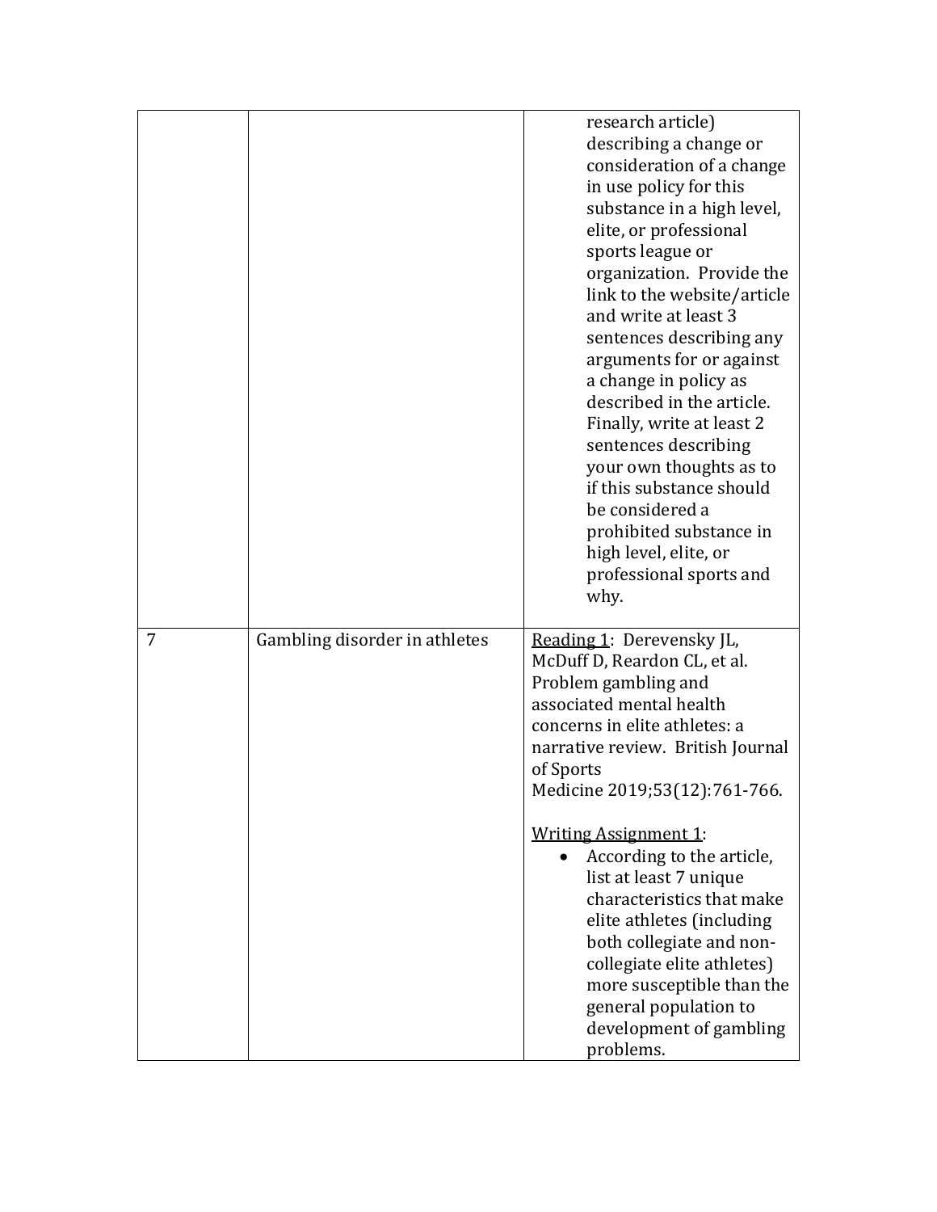| | | |
|---|---|---|
| | | research article) describing a change or consideration of a change in use policy for this substance in a high level, elite, or professional sports league or organization. Provide the link to the website/article and write at least 3 sentences describing any arguments for or against a change in policy as described in the article. Finally, write at least 2 sentences describing your own thoughts as to if this substance should be considered a prohibited substance in high level, elite, or professional sports and why. |
| 7 | Gambling disorder in athletes | Reading 1: Derevensky JL, McDuff D, Reardon CL, et al. Problem gambling and associated mental health concerns in elite athletes: a narrative review. British Journal of Sports Medicine 2019;53(12):761-766.<br><br>Writing Assignment 1:<br>• According to the article, list at least 7 unique characteristics that make elite athletes (including both collegiate and non-collegiate elite athletes) more susceptible than the general population to development of gambling problems. |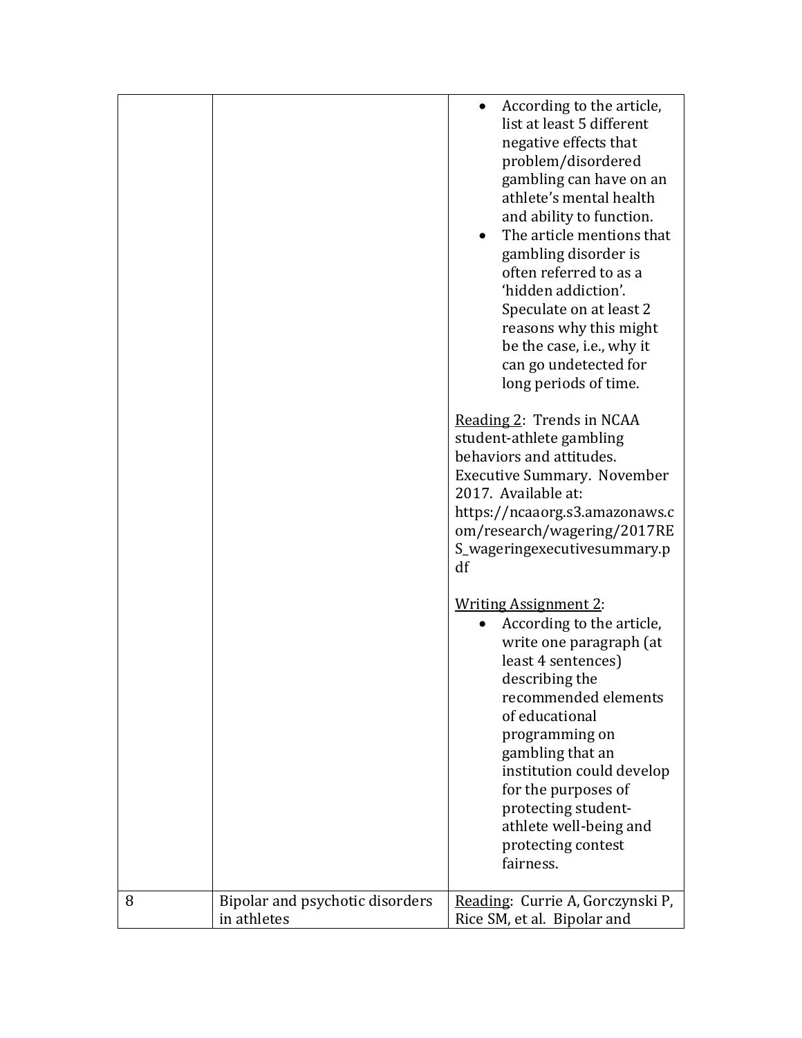| | | |
|---|---|---|
| | | <ul><li>According to the article, list at least 5 different negative effects that problem/disordered gambling can have on an athlete's mental health and ability to function.</li><li>The article mentions that gambling disorder is often referred to as a 'hidden addiction'. Speculate on at least 2 reasons why this might be the case, i.e., why it can go undetected for long periods of time.</li></ul><br><u>Reading 2</u>: Trends in NCAA student-athlete gambling behaviors and attitudes. Executive Summary. November 2017. Available at: https://ncaaorg.s3.amazonaws.com/research/wagering/2017RES_wageringexecutivesummary.pdf<br><br><u>Writing Assignment 2</u>:<ul><li>According to the article, write one paragraph (at least 4 sentences) describing the recommended elements of educational programming on gambling that an institution could develop for the purposes of protecting student-athlete well-being and protecting contest fairness.</li></ul> |
| 8 | Bipolar and psychotic disorders in athletes | <u>Reading</u>: Currie A, Gorczynski P, Rice SM, et al. Bipolar and |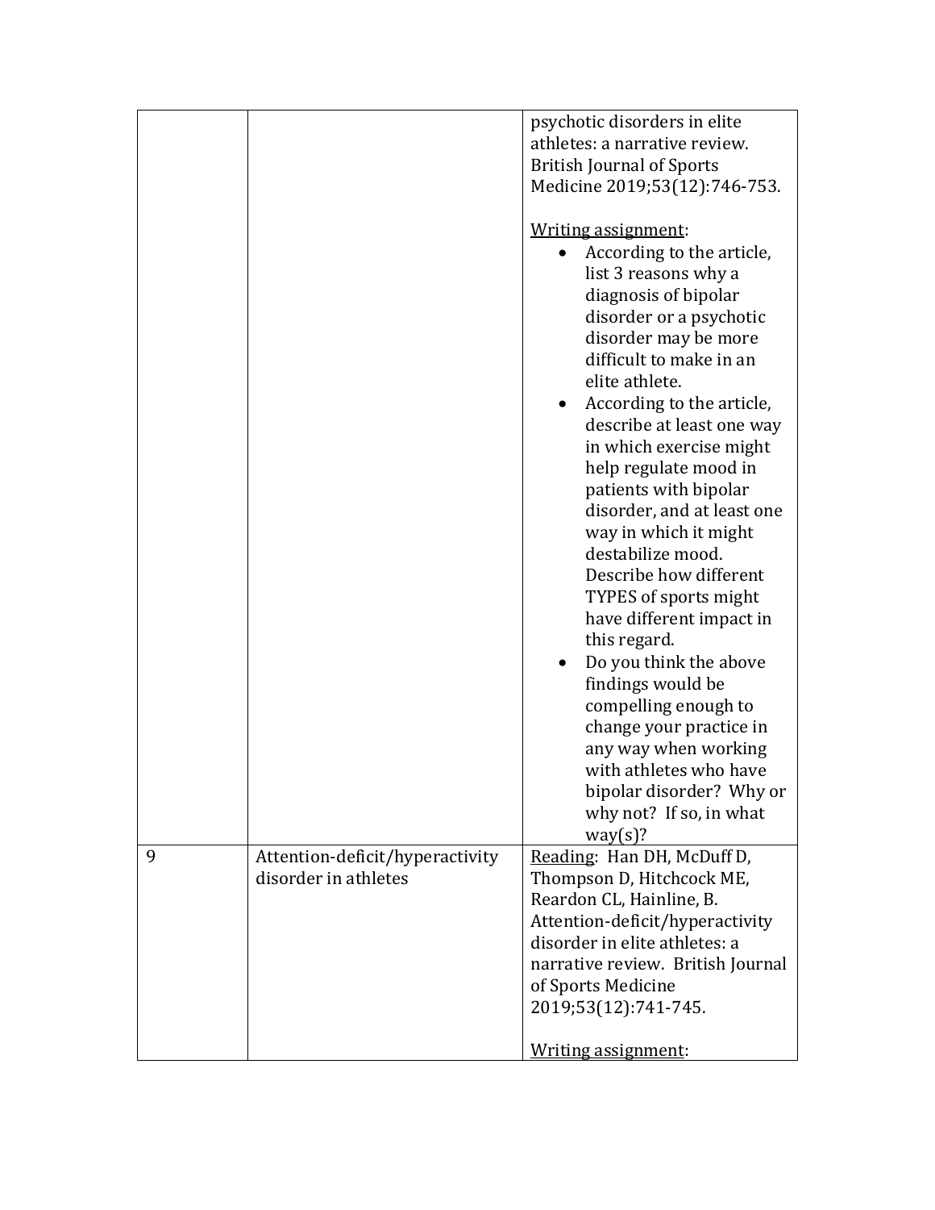| | | |
|---|---|---|
| | | psychotic disorders in elite athletes: a narrative review. British Journal of Sports Medicine 2019;53(12):746-753.<br><br>Writing assignment:<br>• According to the article, list 3 reasons why a diagnosis of bipolar disorder or a psychotic disorder may be more difficult to make in an elite athlete.<br>• According to the article, describe at least one way in which exercise might help regulate mood in patients with bipolar disorder, and at least one way in which it might destabilize mood. Describe how different TYPES of sports might have different impact in this regard.<br>• Do you think the above findings would be compelling enough to change your practice in any way when working with athletes who have bipolar disorder? Why or why not? If so, in what way(s)? |
| 9 | Attention-deficit/hyperactivity disorder in athletes | Reading: Han DH, McDuff D, Thompson D, Hitchcock ME, Reardon CL, Hainline, B. Attention-deficit/hyperactivity disorder in elite athletes: a narrative review. British Journal of Sports Medicine 2019;53(12):741-745.<br><br>Writing assignment: |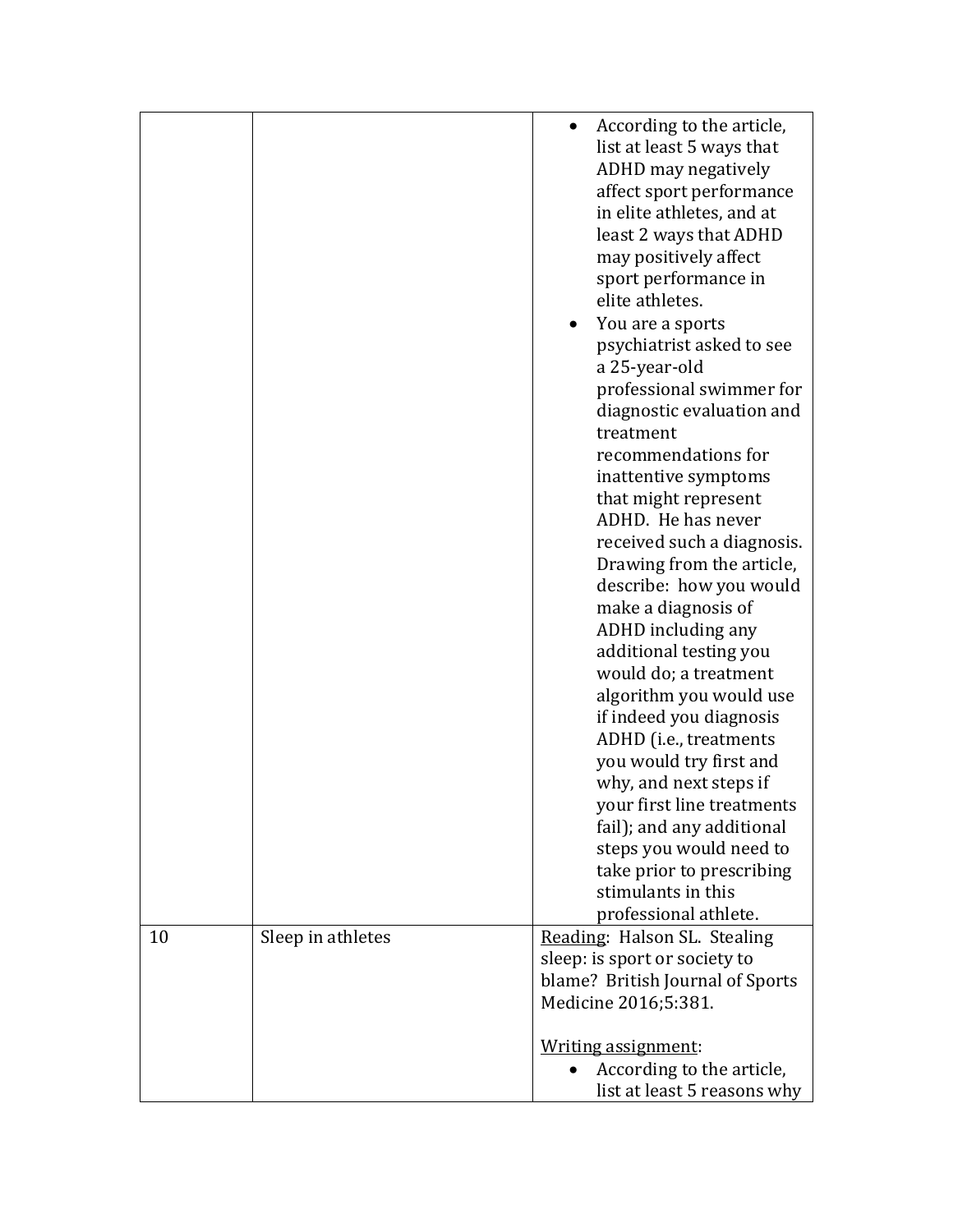| | | |
|---|---|---|
| | | • According to the article, list at least 5 ways that ADHD may negatively affect sport performance in elite athletes, and at least 2 ways that ADHD may positively affect sport performance in elite athletes.<br>• You are a sports psychiatrist asked to see a 25-year-old professional swimmer for diagnostic evaluation and treatment recommendations for inattentive symptoms that might represent ADHD. He has never received such a diagnosis. Drawing from the article, describe: how you would make a diagnosis of ADHD including any additional testing you would do; a treatment algorithm you would use if indeed you diagnosis ADHD (i.e., treatments you would try first and why, and next steps if your first line treatments fail); and any additional steps you would need to take prior to prescribing stimulants in this professional athlete. |
| 10 | Sleep in athletes | Reading: Halson SL. Stealing sleep: is sport or society to blame? British Journal of Sports Medicine 2016;5:381.<br><br>Writing assignment:<br>• According to the article, list at least 5 reasons why |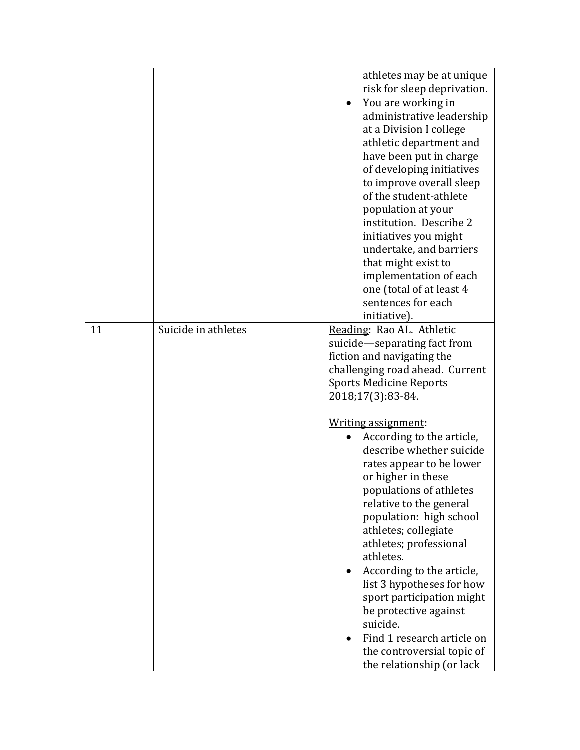| | | |
|---|---|---|
| | | athletes may be at unique risk for sleep deprivation.<br>• You are working in administrative leadership at a Division I college athletic department and have been put in charge of developing initiatives to improve overall sleep of the student-athlete population at your institution. Describe 2 initiatives you might undertake, and barriers that might exist to implementation of each one (total of at least 4 sentences for each initiative). |
| 11 | Suicide in athletes | <u>Reading</u>: Rao AL. Athletic suicide—separating fact from fiction and navigating the challenging road ahead. Current Sports Medicine Reports 2018;17(3):83-84.<br><br><u>Writing assignment</u>:<br>• According to the article, describe whether suicide rates appear to be lower or higher in these populations of athletes relative to the general population: high school athletes; collegiate athletes; professional athletes.<br>• According to the article, list 3 hypotheses for how sport participation might be protective against suicide.<br>• Find 1 research article on the controversial topic of the relationship (or lack |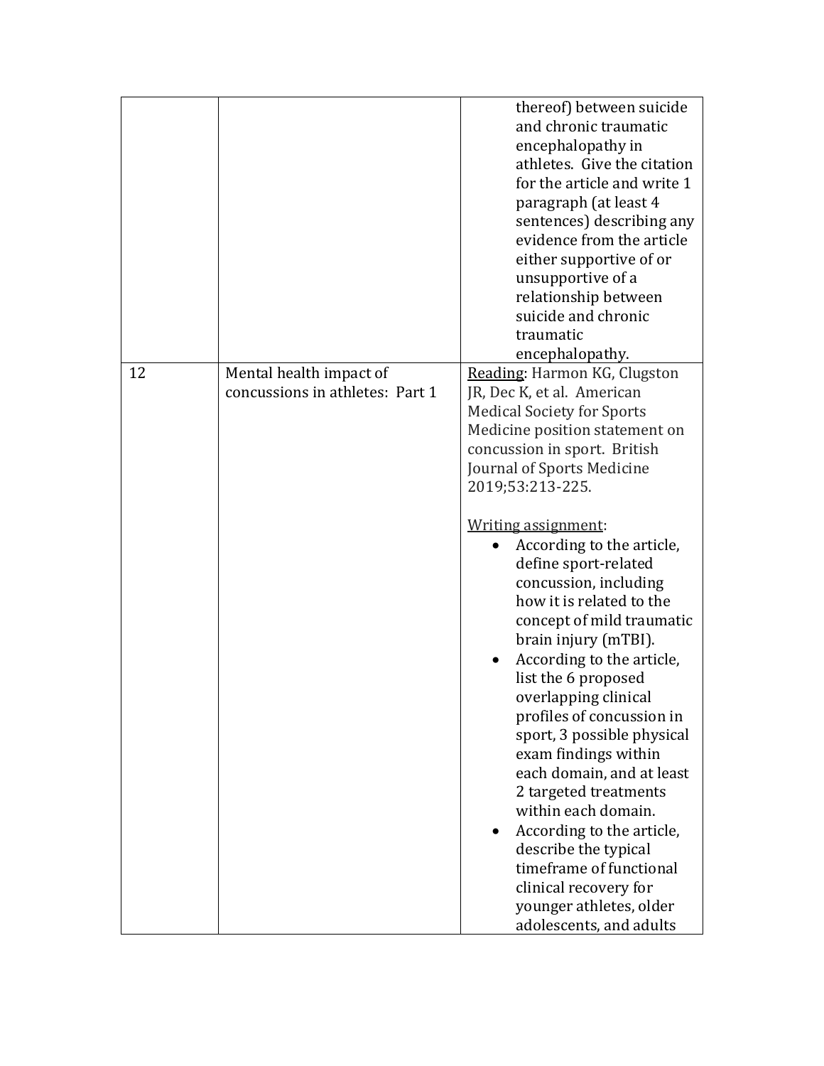| | | |
|---|---|---|
| | | thereof) between suicide and chronic traumatic encephalopathy in athletes. Give the citation for the article and write 1 paragraph (at least 4 sentences) describing any evidence from the article either supportive of or unsupportive of a relationship between suicide and chronic traumatic encephalopathy. |
| 12 | Mental health impact of concussions in athletes: Part 1 | Reading: Harmon KG, Clugston JR, Dec K, et al. American Medical Society for Sports Medicine position statement on concussion in sport. British Journal of Sports Medicine 2019;53:213-225.<br><br>Writing assignment:<br>• According to the article, define sport-related concussion, including how it is related to the concept of mild traumatic brain injury (mTBI).<br>• According to the article, list the 6 proposed overlapping clinical profiles of concussion in sport, 3 possible physical exam findings within each domain, and at least 2 targeted treatments within each domain.<br>• According to the article, describe the typical timeframe of functional clinical recovery for younger athletes, older adolescents, and adults |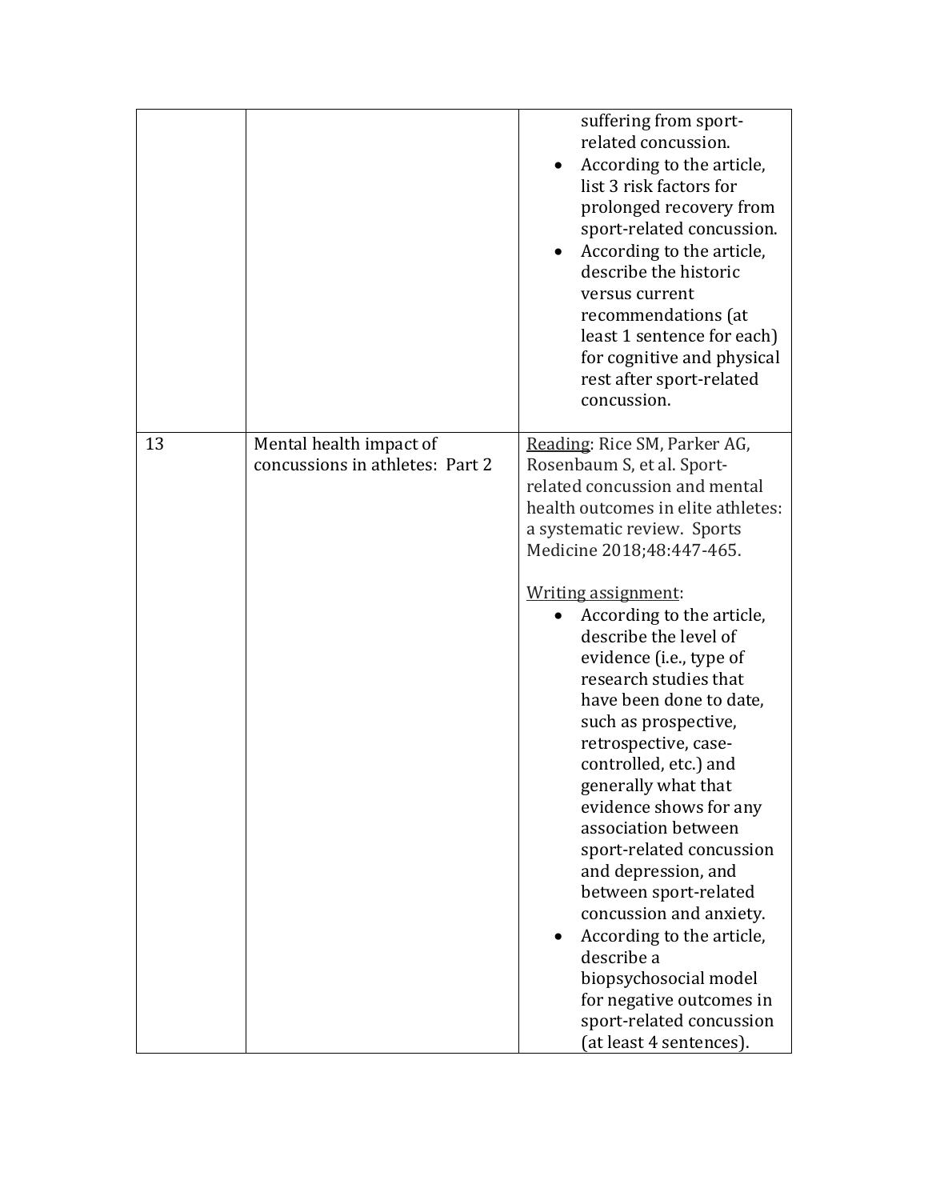| | | |
|---|---|---|
| | | <ul><li>suffering from sport-related concussion.</li><li>According to the article, list 3 risk factors for prolonged recovery from sport-related concussion.</li><li>According to the article, describe the historic versus current recommendations (at least 1 sentence for each) for cognitive and physical rest after sport-related concussion.</li></ul> |
| 13 | Mental health impact of concussions in athletes: Part 2 | Reading: Rice SM, Parker AG, Rosenbaum S, et al. Sport-related concussion and mental health outcomes in elite athletes: a systematic review. Sports Medicine 2018;48:447-465.<br><br>Writing assignment:<ul><li>According to the article, describe the level of evidence (i.e., type of research studies that have been done to date, such as prospective, retrospective, case-controlled, etc.) and generally what that evidence shows for any association between sport-related concussion and depression, and between sport-related concussion and anxiety.</li><li>According to the article, describe a biopsychosocial model for negative outcomes in sport-related concussion (at least 4 sentences).</li></ul> |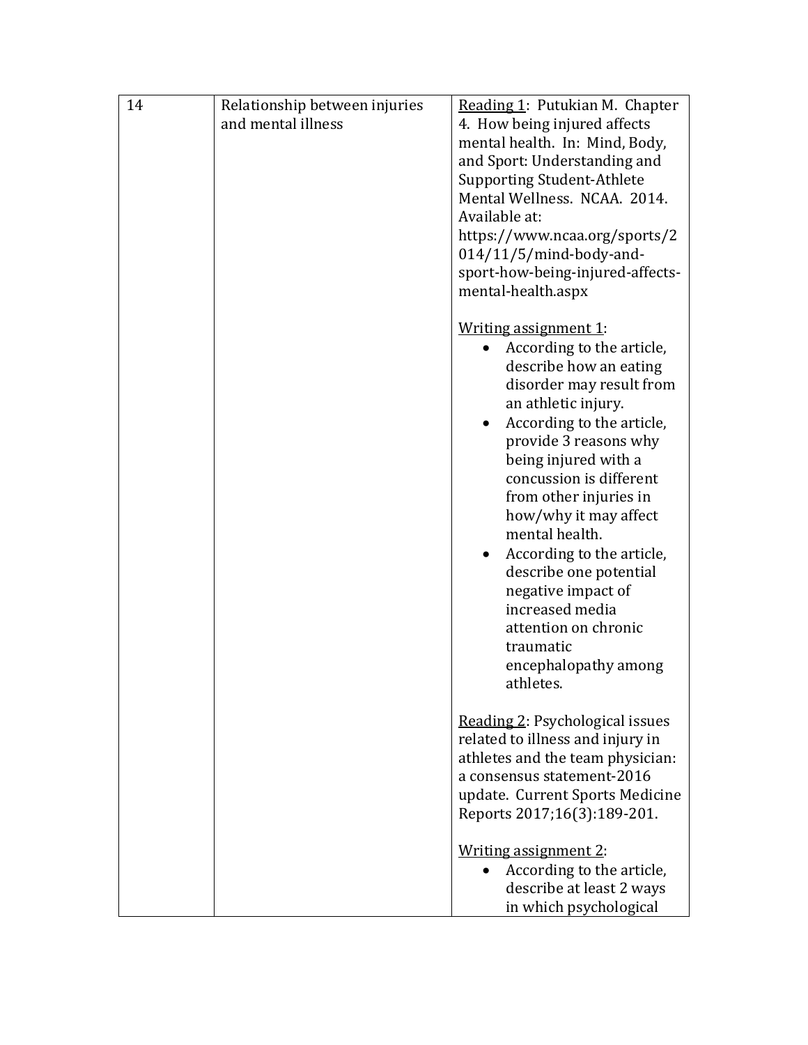| | | |
|---|---|---|
| 14 | Relationship between injuries and mental illness | <u>Reading 1</u>: Putukian M. Chapter 4. How being injured affects mental health. In: Mind, Body, and Sport: Understanding and Supporting Student-Athlete Mental Wellness. NCAA. 2014. Available at: https://www.ncaa.org/sports/2014/11/5/mind-body-and-sport-how-being-injured-affects-mental-health.aspx<br><br><u>Writing assignment 1</u>:<br>• According to the article, describe how an eating disorder may result from an athletic injury.<br>• According to the article, provide 3 reasons why being injured with a concussion is different from other injuries in how/why it may affect mental health.<br>• According to the article, describe one potential negative impact of increased media attention on chronic traumatic encephalopathy among athletes.<br><br><u>Reading 2</u>: Psychological issues related to illness and injury in athletes and the team physician: a consensus statement-2016 update. Current Sports Medicine Reports 2017;16(3):189-201.<br><br><u>Writing assignment 2</u>:<br>• According to the article, describe at least 2 ways in which psychological |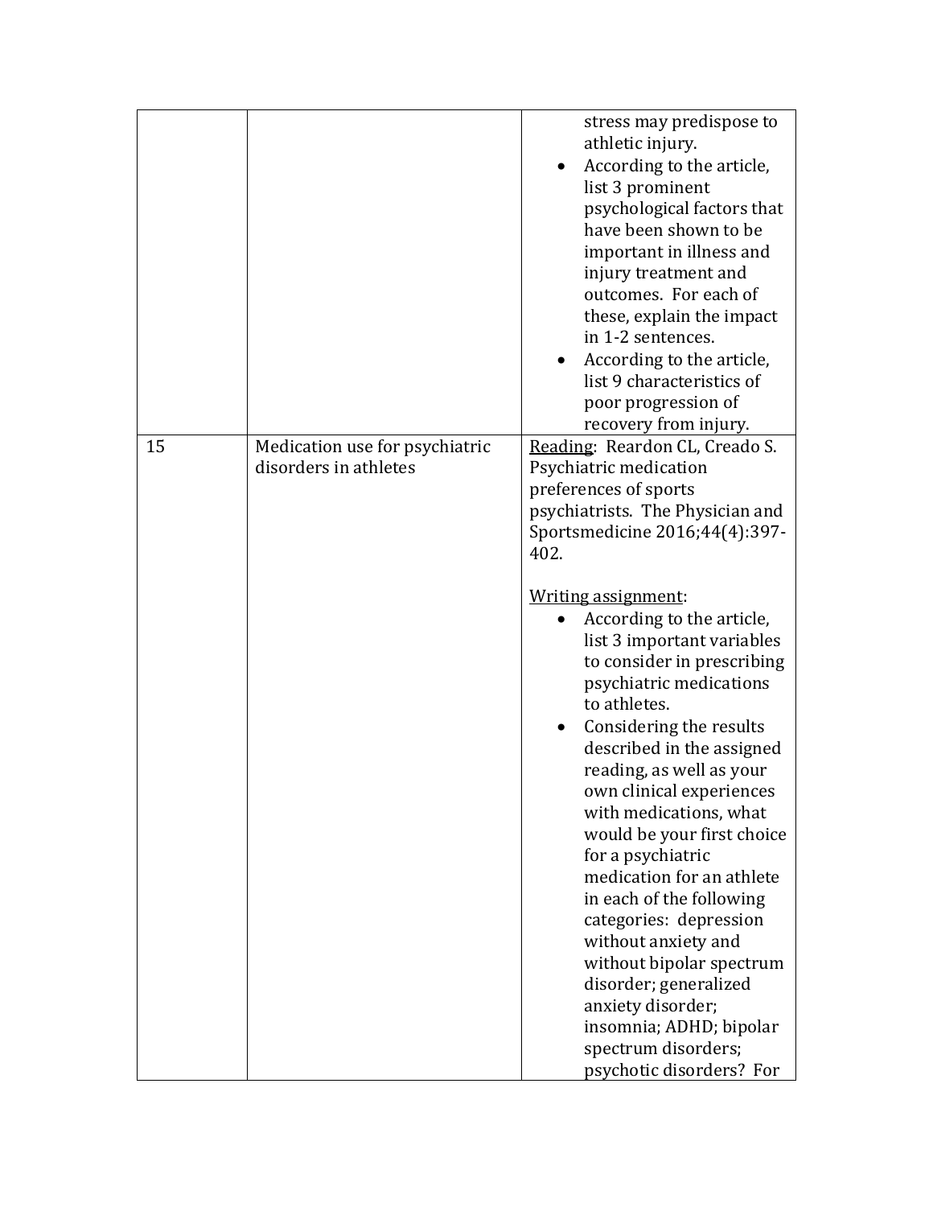| | | |
|---|---|---|
| | | stress may predispose to athletic injury.<br>• According to the article, list 3 prominent psychological factors that have been shown to be important in illness and injury treatment and outcomes. For each of these, explain the impact in 1-2 sentences.<br>• According to the article, list 9 characteristics of poor progression of recovery from injury. |
| 15 | Medication use for psychiatric disorders in athletes | <u>Reading</u>: Reardon CL, Creado S. Psychiatric medication preferences of sports psychiatrists. The Physician and Sportsmedicine 2016;44(4):397-402.<br><br><u>Writing assignment</u>:<br>• According to the article, list 3 important variables to consider in prescribing psychiatric medications to athletes.<br>• Considering the results described in the assigned reading, as well as your own clinical experiences with medications, what would be your first choice for a psychiatric medication for an athlete in each of the following categories: depression without anxiety and without bipolar spectrum disorder; generalized anxiety disorder; insomnia; ADHD; bipolar spectrum disorders; psychotic disorders? For |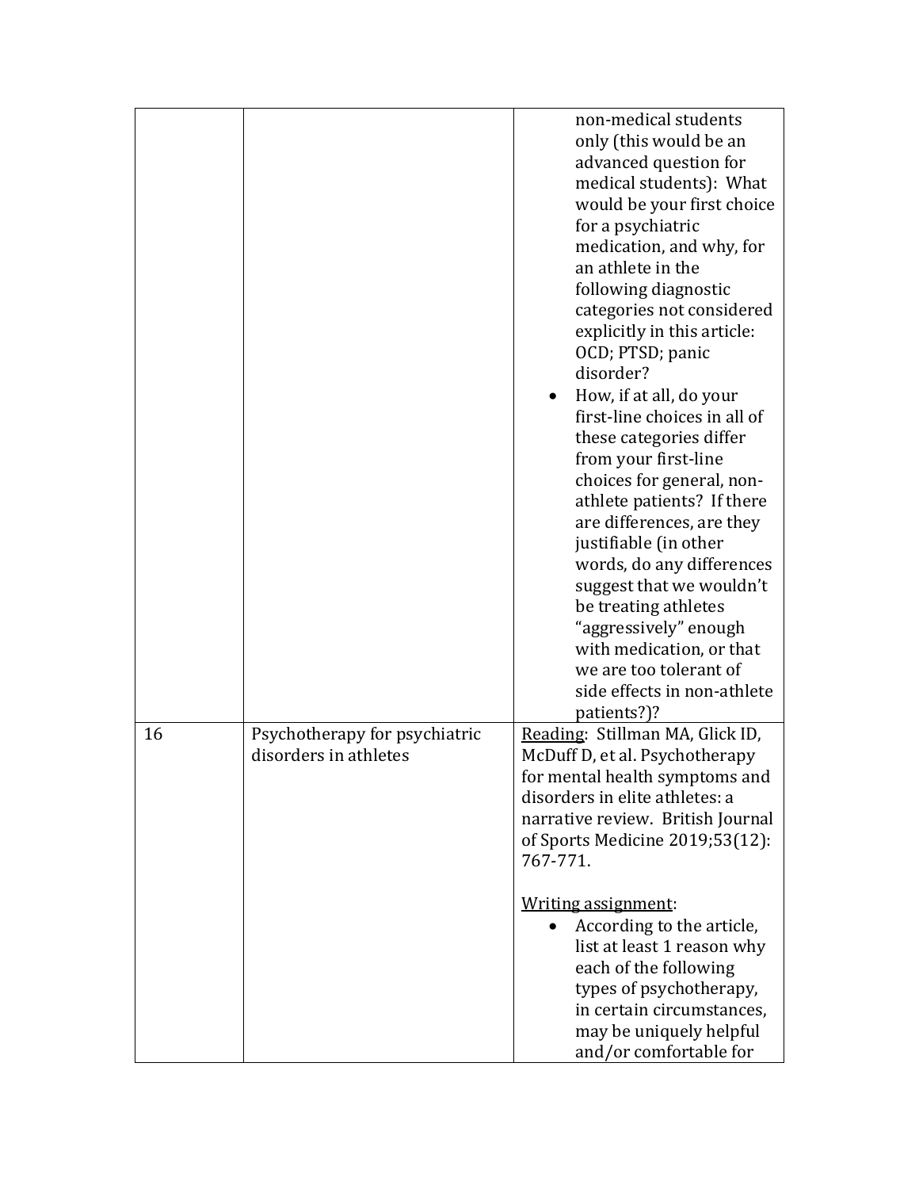| | | |
|---|---|---|
| | | non-medical students only (this would be an advanced question for medical students): What would be your first choice for a psychiatric medication, and why, for an athlete in the following diagnostic categories not considered explicitly in this article: OCD; PTSD; panic disorder?<br>• How, if at all, do your first-line choices in all of these categories differ from your first-line choices for general, non-athlete patients? If there are differences, are they justifiable (in other words, do any differences suggest that we wouldn't be treating athletes "aggressively" enough with medication, or that we are too tolerant of side effects in non-athlete patients?)? |
| 16 | Psychotherapy for psychiatric disorders in athletes | <u>Reading</u>: Stillman MA, Glick ID, McDuff D, et al. Psychotherapy for mental health symptoms and disorders in elite athletes: a narrative review. British Journal of Sports Medicine 2019;53(12): 767-771.<br><br><u>Writing assignment</u>:<br>• According to the article, list at least 1 reason why each of the following types of psychotherapy, in certain circumstances, may be uniquely helpful and/or comfortable for |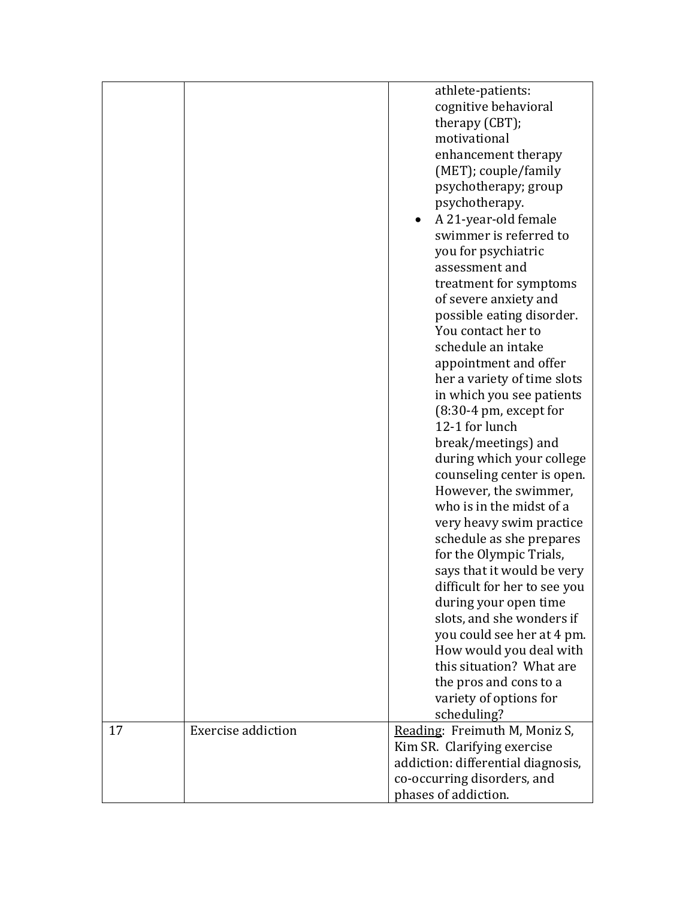| | | |
|---|---|---|
| | | athlete-patients: cognitive behavioral therapy (CBT); motivational enhancement therapy (MET); couple/family psychotherapy; group psychotherapy.<br>• A 21-year-old female swimmer is referred to you for psychiatric assessment and treatment for symptoms of severe anxiety and possible eating disorder. You contact her to schedule an intake appointment and offer her a variety of time slots in which you see patients (8:30-4 pm, except for 12-1 for lunch break/meetings) and during which your college counseling center is open. However, the swimmer, who is in the midst of a very heavy swim practice schedule as she prepares for the Olympic Trials, says that it would be very difficult for her to see you during your open time slots, and she wonders if you could see her at 4 pm. How would you deal with this situation? What are the pros and cons to a variety of options for scheduling? |
| 17 | Exercise addiction | <u>Reading</u>: Freimuth M, Moniz S, Kim SR. Clarifying exercise addiction: differential diagnosis, co-occurring disorders, and phases of addiction. |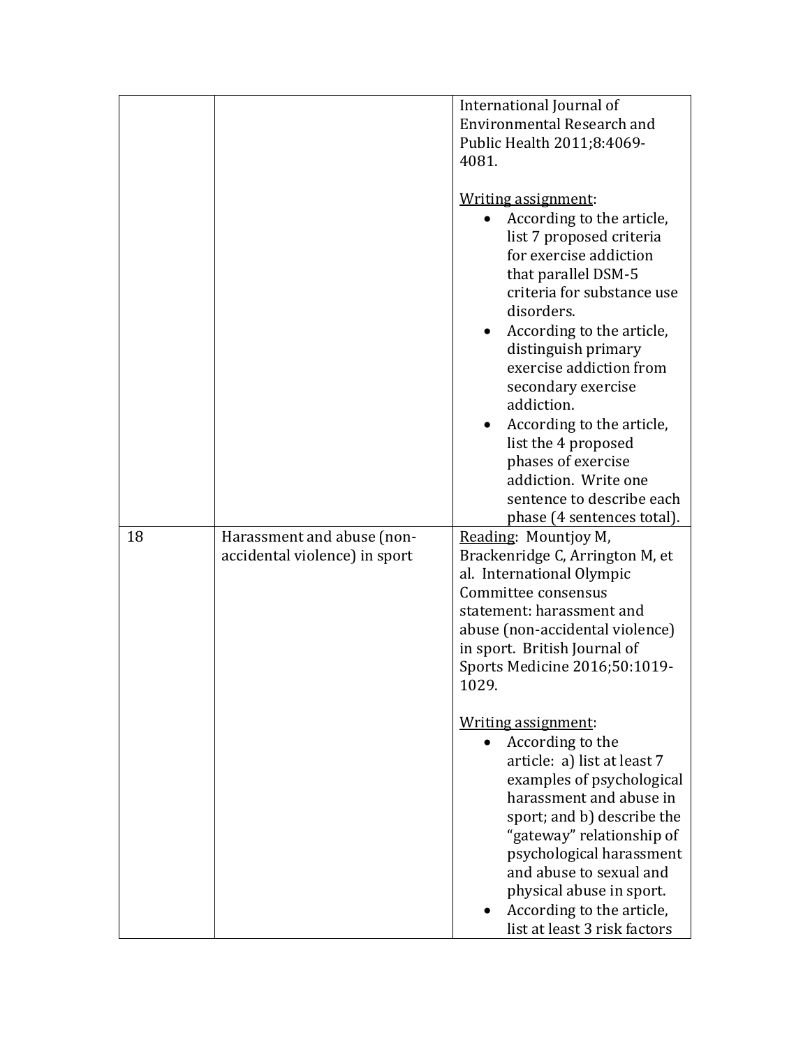| | | |
|---|---|---|
| | | International Journal of Environmental Research and Public Health 2011;8:4069-4081.<br><br><u>Writing assignment</u>:<br>• According to the article, list 7 proposed criteria for exercise addiction that parallel DSM-5 criteria for substance use disorders.<br>• According to the article, distinguish primary exercise addiction from secondary exercise addiction.<br>• According to the article, list the 4 proposed phases of exercise addiction. Write one sentence to describe each phase (4 sentences total). |
| 18 | Harassment and abuse (non-accidental violence) in sport | <u>Reading</u>: Mountjoy M, Brackenridge C, Arrington M, et al. International Olympic Committee consensus statement: harassment and abuse (non-accidental violence) in sport. British Journal of Sports Medicine 2016;50:1019-1029.<br><br><u>Writing assignment</u>:<br>• According to the article: a) list at least 7 examples of psychological harassment and abuse in sport; and b) describe the "gateway" relationship of psychological harassment and abuse to sexual and physical abuse in sport.<br>• According to the article, list at least 3 risk factors |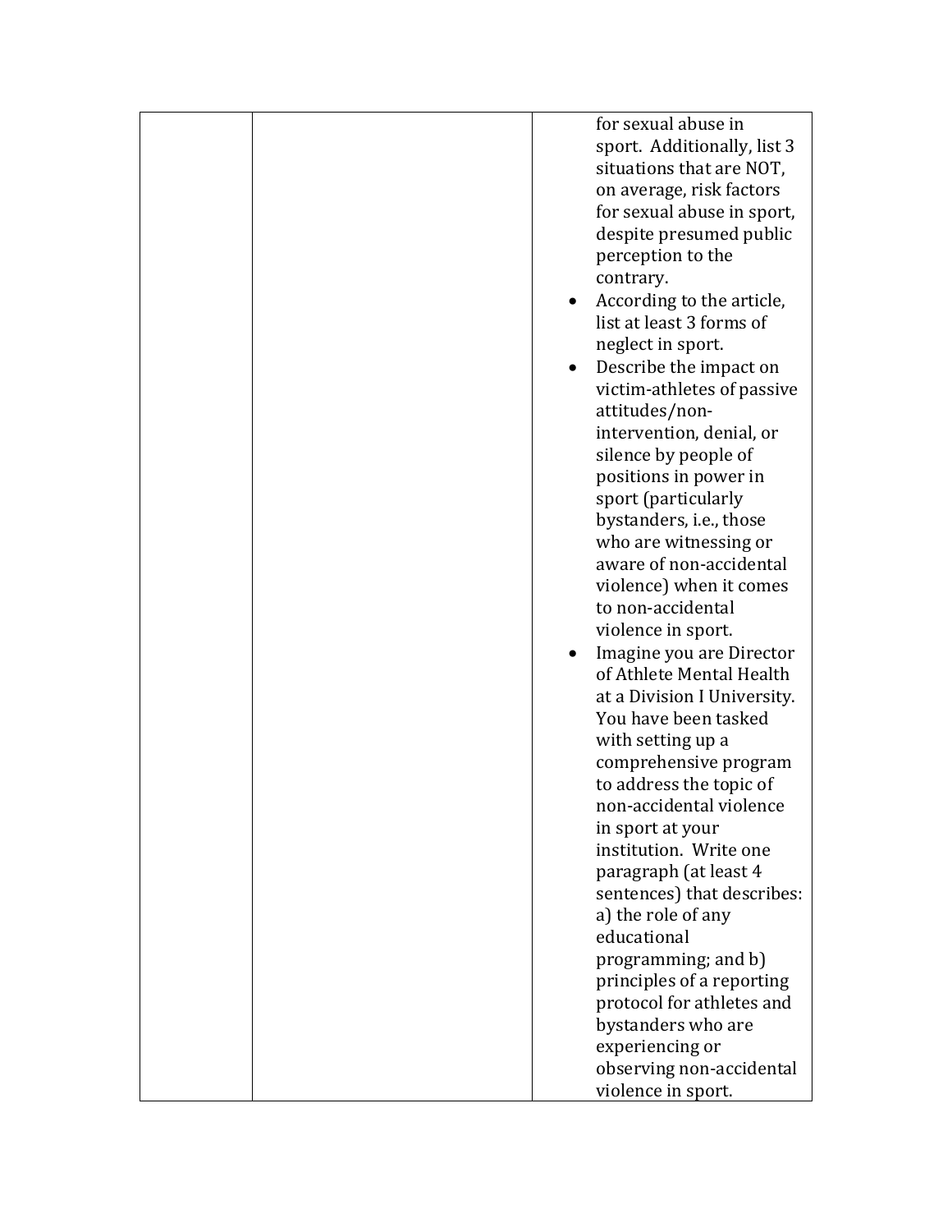|  |  | for sexual abuse in sport. Additionally, list 3 situations that are NOT, on average, risk factors for sexual abuse in sport, despite presumed public perception to the contrary.<br>• According to the article, list at least 3 forms of neglect in sport.<br>• Describe the impact on victim-athletes of passive attitudes/non-intervention, denial, or silence by people of positions in power in sport (particularly bystanders, i.e., those who are witnessing or aware of non-accidental violence) when it comes to non-accidental violence in sport.<br>• Imagine you are Director of Athlete Mental Health at a Division I University. You have been tasked with setting up a comprehensive program to address the topic of non-accidental violence in sport at your institution. Write one paragraph (at least 4 sentences) that describes: a) the role of any educational programming; and b) principles of a reporting protocol for athletes and bystanders who are experiencing or observing non-accidental violence in sport. |
|---|---|---|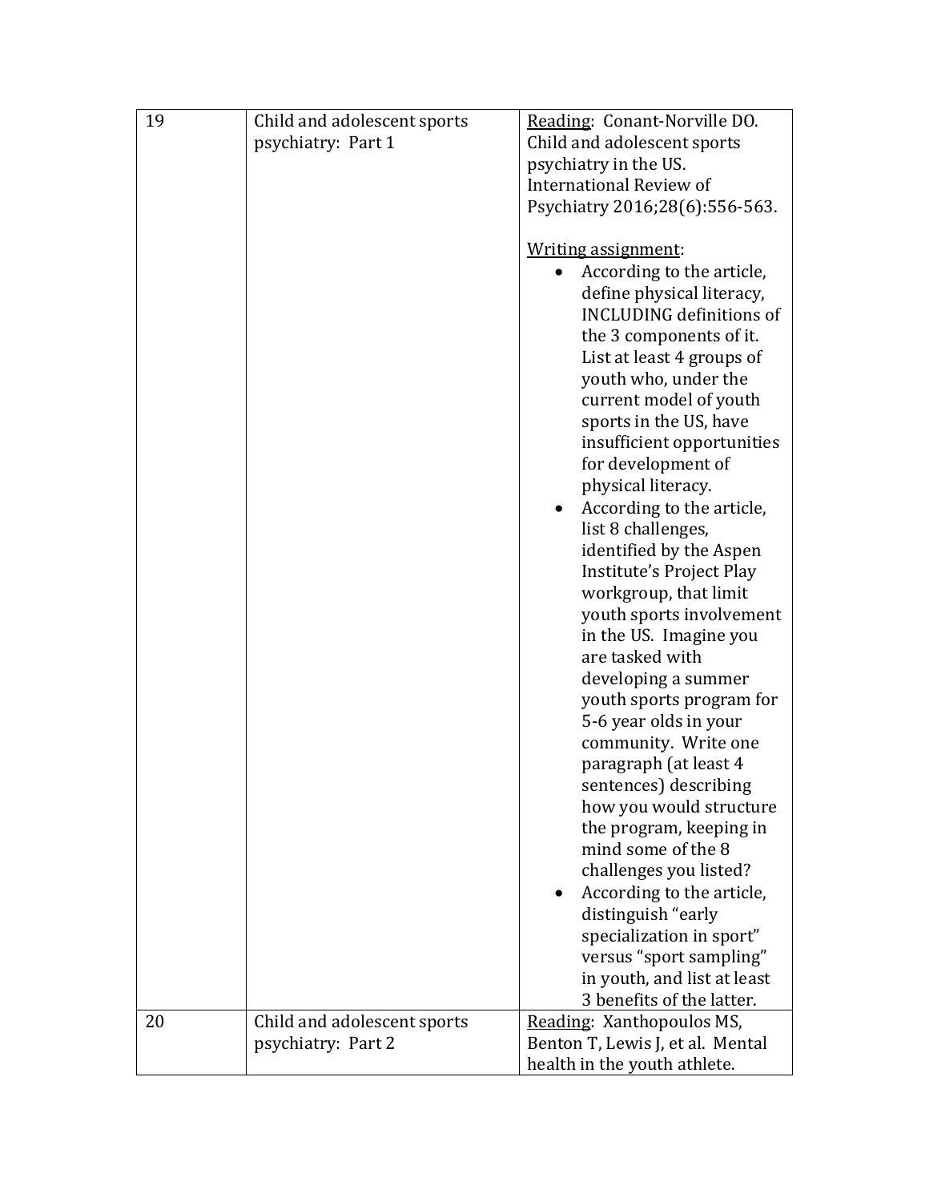| | | |
|---|---|---|
| 19 | Child and adolescent sports psychiatry: Part 1 | Reading: Conant-Norville DO. Child and adolescent sports psychiatry in the US. International Review of Psychiatry 2016;28(6):556-563.<br><br>Writing assignment:<br>• According to the article, define physical literacy, INCLUDING definitions of the 3 components of it. List at least 4 groups of youth who, under the current model of youth sports in the US, have insufficient opportunities for development of physical literacy.<br>• According to the article, list 8 challenges, identified by the Aspen Institute's Project Play workgroup, that limit youth sports involvement in the US. Imagine you are tasked with developing a summer youth sports program for 5-6 year olds in your community. Write one paragraph (at least 4 sentences) describing how you would structure the program, keeping in mind some of the 8 challenges you listed?<br>• According to the article, distinguish "early specialization in sport" versus "sport sampling" in youth, and list at least 3 benefits of the latter. |
| 20 | Child and adolescent sports psychiatry: Part 2 | Reading: Xanthopoulos MS, Benton T, Lewis J, et al. Mental health in the youth athlete. |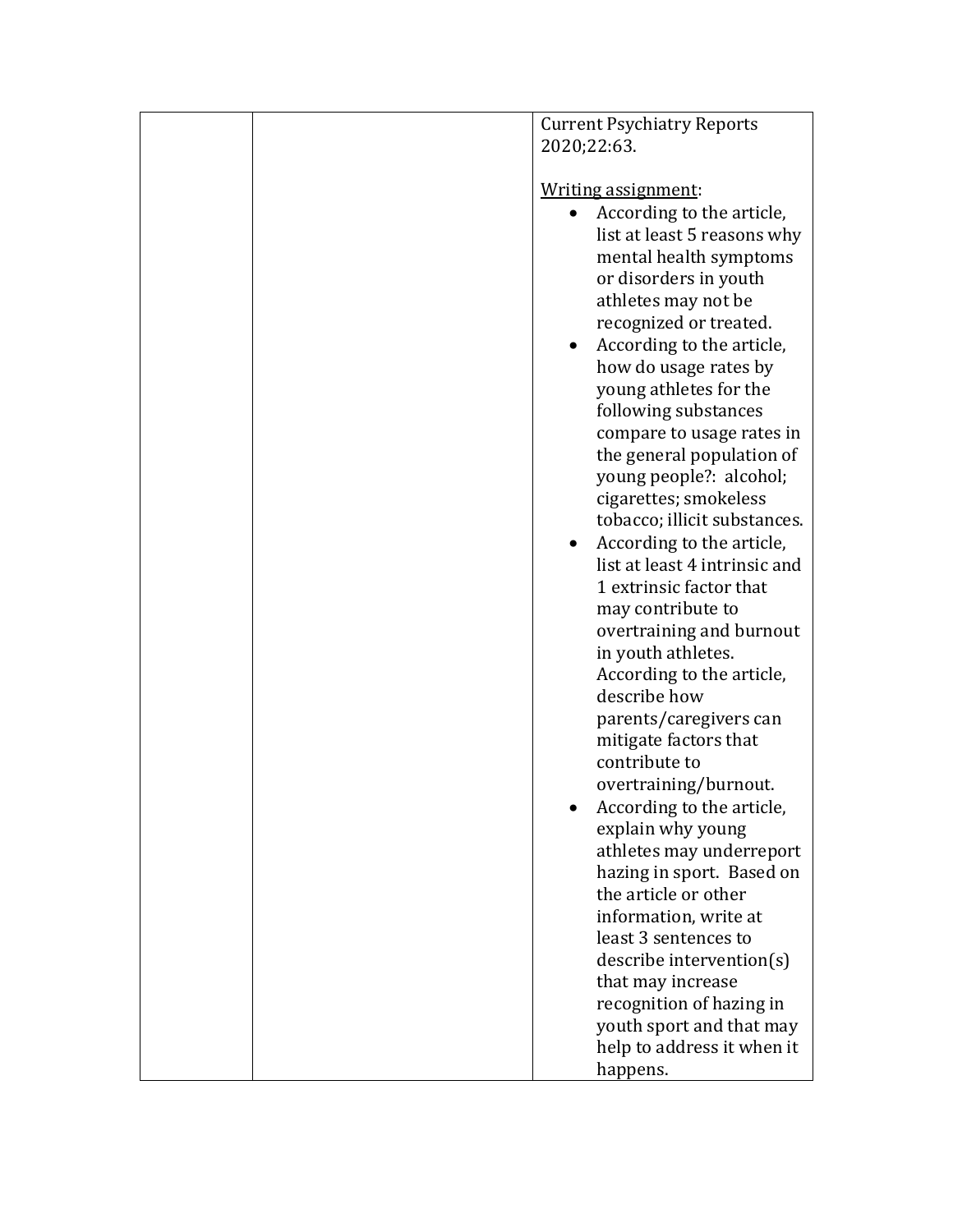| | | Current Psychiatry Reports 2020;22:63.<br><br><u>Writing assignment</u>:<br>• According to the article, list at least 5 reasons why mental health symptoms or disorders in youth athletes may not be recognized or treated.<br>• According to the article, how do usage rates by young athletes for the following substances compare to usage rates in the general population of young people?: alcohol; cigarettes; smokeless tobacco; illicit substances.<br>• According to the article, list at least 4 intrinsic and 1 extrinsic factor that may contribute to overtraining and burnout in youth athletes. According to the article, describe how parents/caregivers can mitigate factors that contribute to overtraining/burnout.<br>• According to the article, explain why young athletes may underreport hazing in sport. Based on the article or other information, write at least 3 sentences to describe intervention(s) that may increase recognition of hazing in youth sport and that may help to address it when it happens. |
|---|---|---|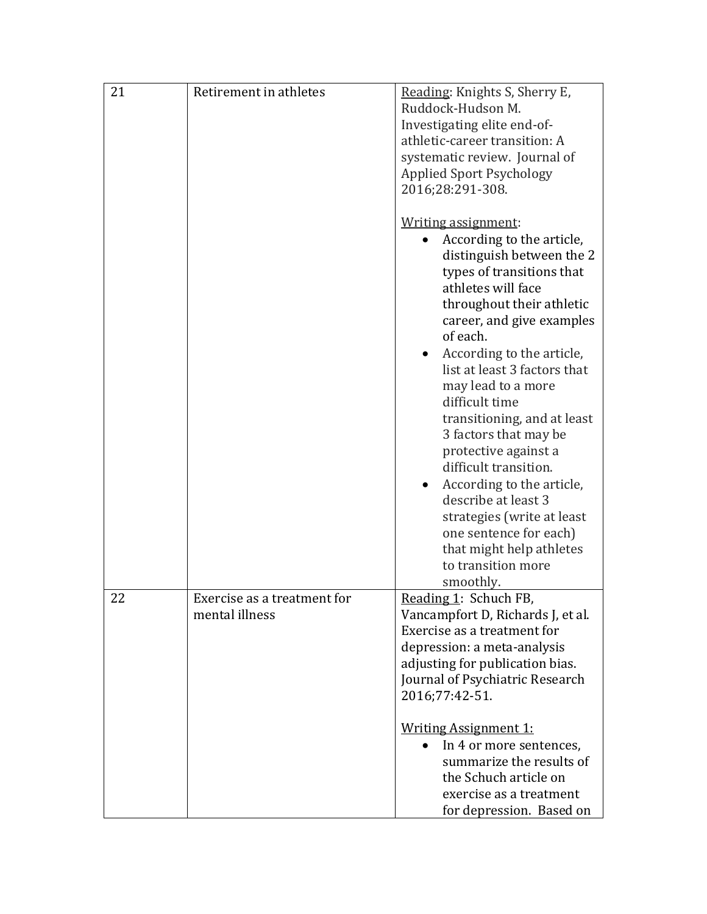| | | |
|---|---|---|
| 21 | Retirement in athletes | <u>Reading</u>: Knights S, Sherry E, Ruddock-Hudson M. Investigating elite end-of-athletic-career transition: A systematic review. Journal of Applied Sport Psychology 2016;28:291-308.<br><br><u>Writing assignment</u>:<br>• According to the article, distinguish between the 2 types of transitions that athletes will face throughout their athletic career, and give examples of each.<br>• According to the article, list at least 3 factors that may lead to a more difficult time transitioning, and at least 3 factors that may be protective against a difficult transition.<br>• According to the article, describe at least 3 strategies (write at least one sentence for each) that might help athletes to transition more smoothly. |
| 22 | Exercise as a treatment for mental illness | <u>Reading 1</u>: Schuch FB, Vancampfort D, Richards J, et al. Exercise as a treatment for depression: a meta-analysis adjusting for publication bias. Journal of Psychiatric Research 2016;77:42-51.<br><br><u>Writing Assignment 1:</u><br>• In 4 or more sentences, summarize the results of the Schuch article on exercise as a treatment for depression. Based on |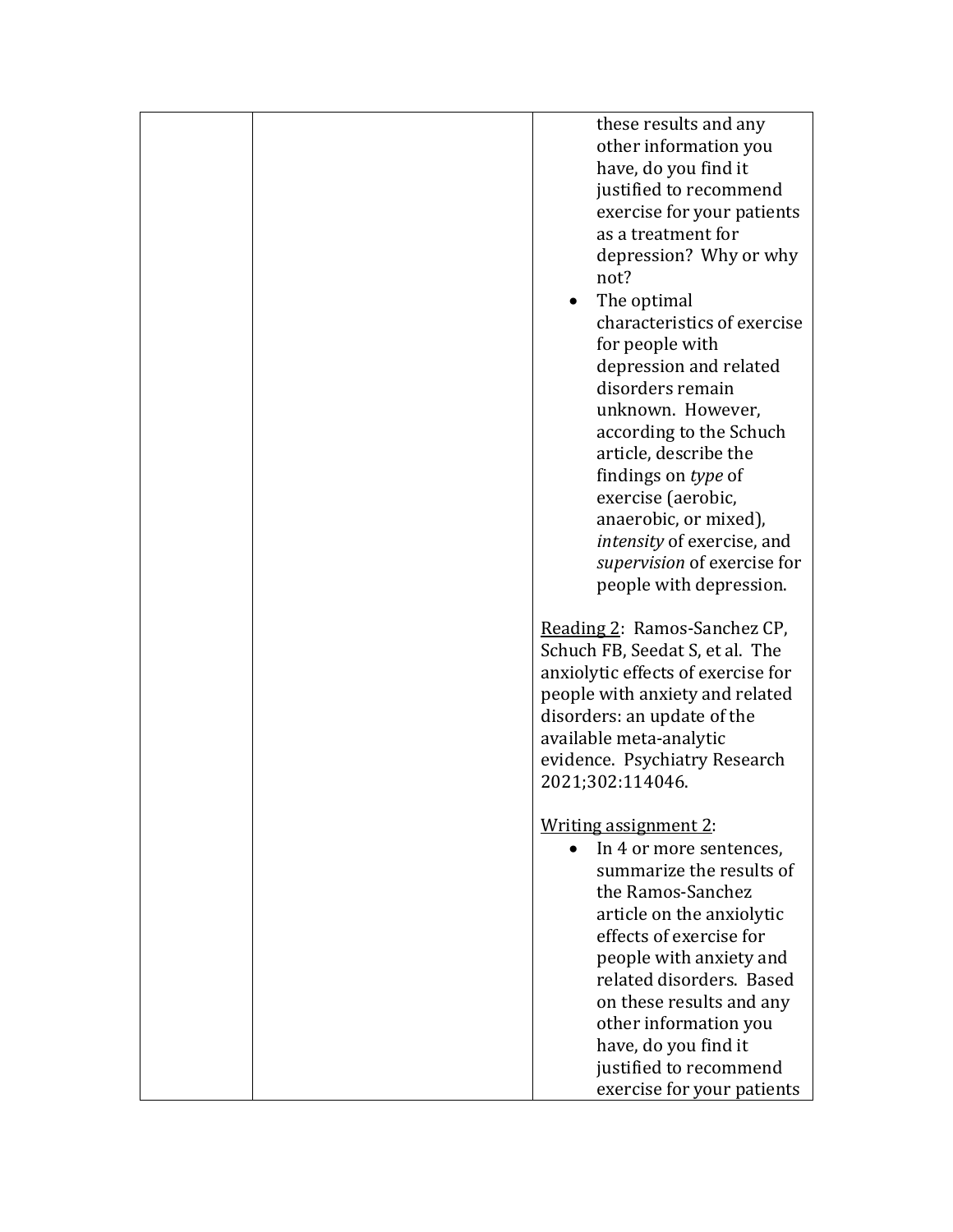| | | these results and any other information you have, do you find it justified to recommend exercise for your patients as a treatment for depression? Why or why not?<br>• The optimal characteristics of exercise for people with depression and related disorders remain unknown. However, according to the Schuch article, describe the findings on *type* of exercise (aerobic, anaerobic, or mixed), *intensity* of exercise, and *supervision* of exercise for people with depression.<br><br><u>Reading 2</u>: Ramos-Sanchez CP, Schuch FB, Seedat S, et al. The anxiolytic effects of exercise for people with anxiety and related disorders: an update of the available meta-analytic evidence. Psychiatry Research 2021;302:114046.<br><br><u>Writing assignment 2</u>:<br>• In 4 or more sentences, summarize the results of the Ramos-Sanchez article on the anxiolytic effects of exercise for people with anxiety and related disorders. Based on these results and any other information you have, do you find it justified to recommend exercise for your patients |
|---|---|---|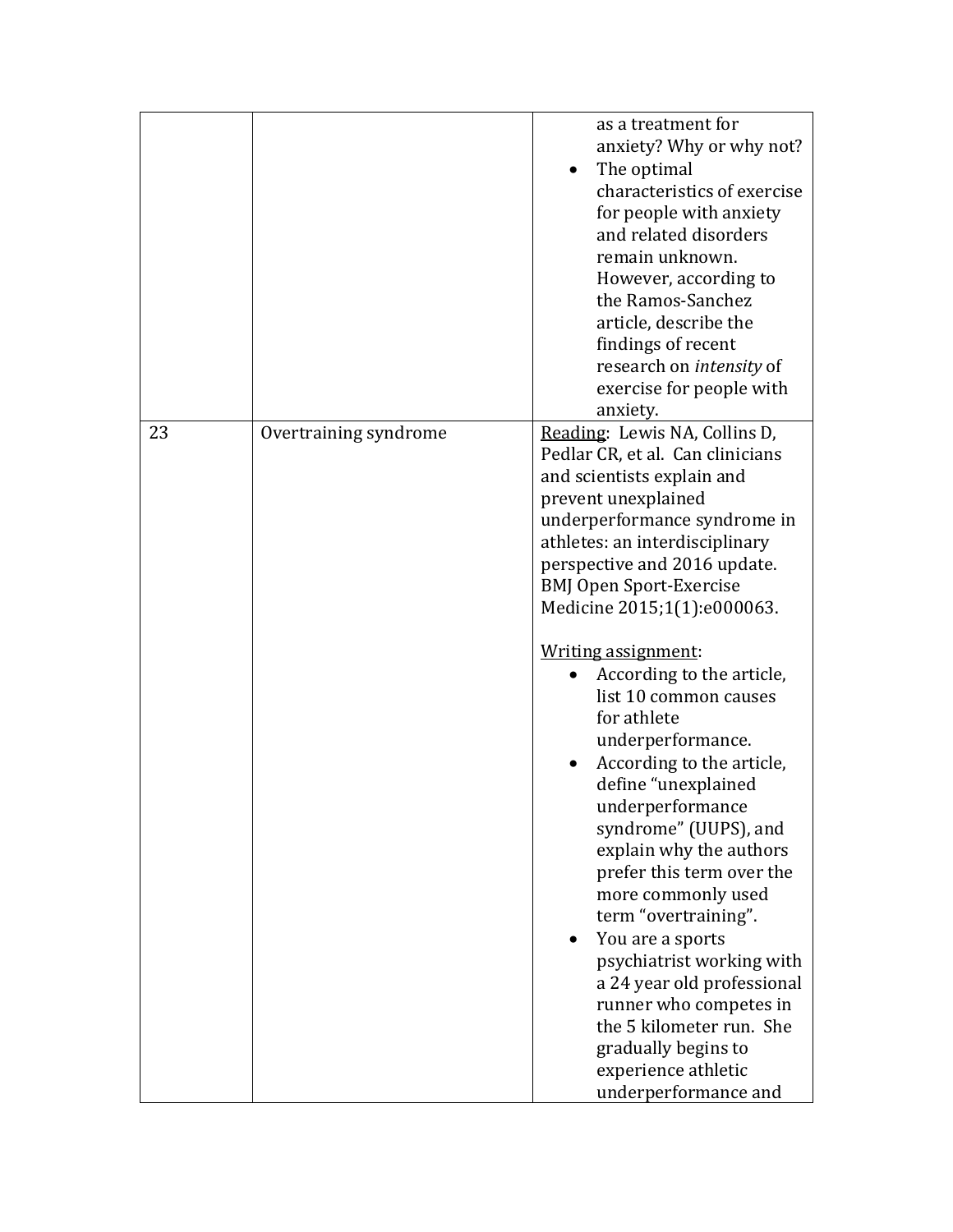| | | |
|---|---|---|
| | | as a treatment for anxiety? Why or why not?<br>• The optimal characteristics of exercise for people with anxiety and related disorders remain unknown. However, according to the Ramos-Sanchez article, describe the findings of recent research on *intensity* of exercise for people with anxiety. |
| 23 | Overtraining syndrome | Reading: Lewis NA, Collins D, Pedlar CR, et al. Can clinicians and scientists explain and prevent unexplained underperformance syndrome in athletes: an interdisciplinary perspective and 2016 update. BMJ Open Sport-Exercise Medicine 2015;1(1):e000063.<br><br>Writing assignment:<br>• According to the article, list 10 common causes for athlete underperformance.<br>• According to the article, define "unexplained underperformance syndrome" (UUPS), and explain why the authors prefer this term over the more commonly used term "overtraining".<br>• You are a sports psychiatrist working with a 24 year old professional runner who competes in the 5 kilometer run. She gradually begins to experience athletic underperformance and |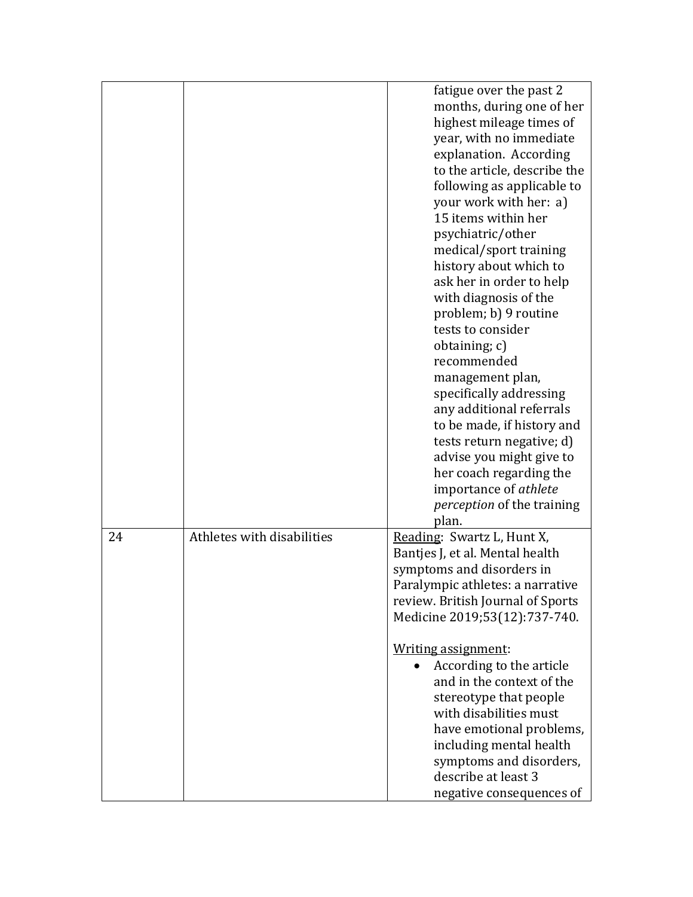| | | |
|---|---|---|
| | | fatigue over the past 2 months, during one of her highest mileage times of year, with no immediate explanation. According to the article, describe the following as applicable to your work with her: a) 15 items within her psychiatric/other medical/sport training history about which to ask her in order to help with diagnosis of the problem; b) 9 routine tests to consider obtaining; c) recommended management plan, specifically addressing any additional referrals to be made, if history and tests return negative; d) advise you might give to her coach regarding the importance of *athlete perception* of the training plan. |
| 24 | Athletes with disabilities | Reading: Swartz L, Hunt X, Bantjes J, et al. Mental health symptoms and disorders in Paralympic athletes: a narrative review. British Journal of Sports Medicine 2019;53(12):737-740.<br><br>Writing assignment:<br>• According to the article and in the context of the stereotype that people with disabilities must have emotional problems, including mental health symptoms and disorders, describe at least 3 negative consequences of |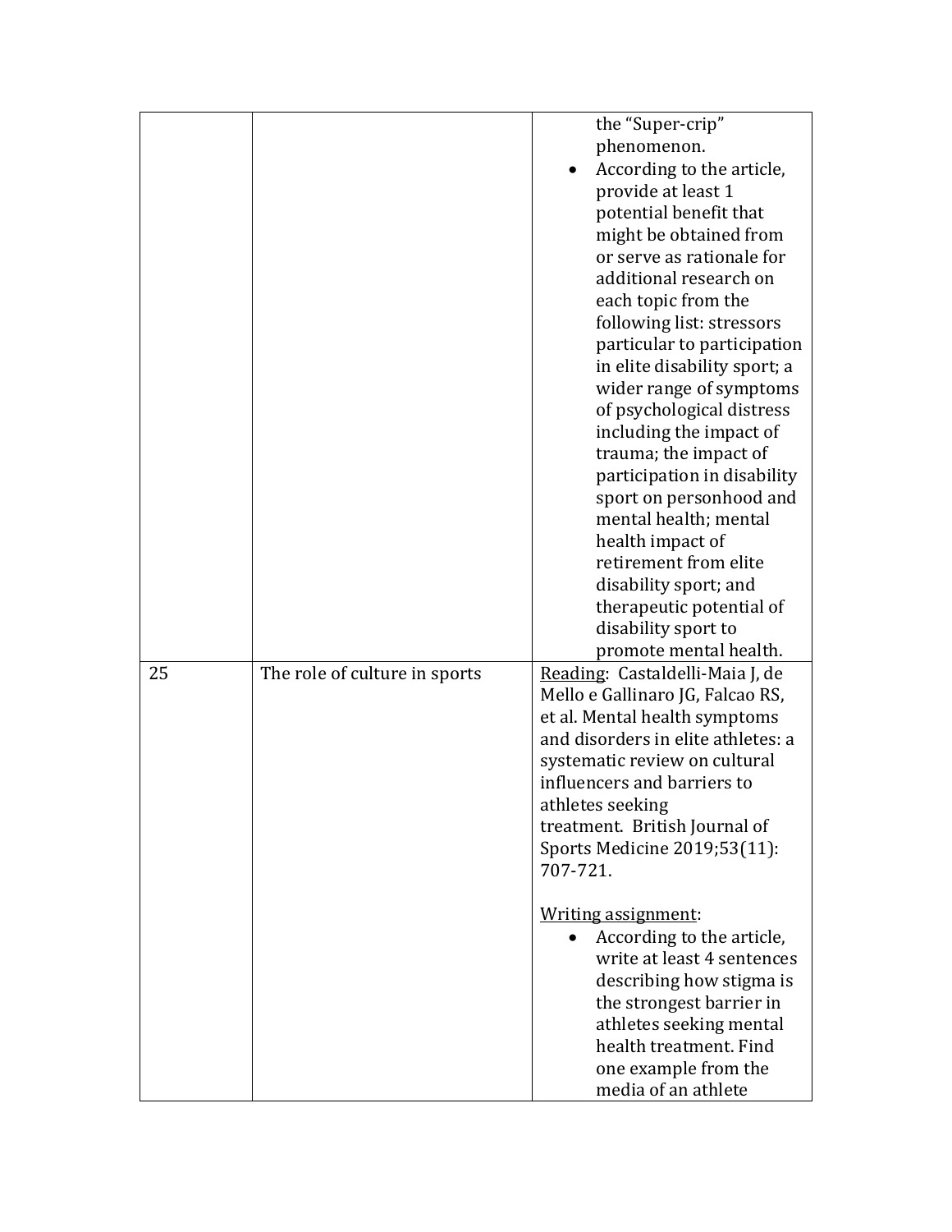|  |  |  |
| --- | --- | --- |
|  |  | the "Super-crip" phenomenon.<br>• According to the article, provide at least 1 potential benefit that might be obtained from or serve as rationale for additional research on each topic from the following list: stressors particular to participation in elite disability sport; a wider range of symptoms of psychological distress including the impact of trauma; the impact of participation in disability sport on personhood and mental health; mental health impact of retirement from elite disability sport; and therapeutic potential of disability sport to promote mental health. |
| 25 | The role of culture in sports | Reading: Castaldelli-Maia J, de Mello e Gallinaro JG, Falcao RS, et al. Mental health symptoms and disorders in elite athletes: a systematic review on cultural influencers and barriers to athletes seeking treatment. British Journal of Sports Medicine 2019;53(11): 707-721.<br><br>Writing assignment:<br>• According to the article, write at least 4 sentences describing how stigma is the strongest barrier in athletes seeking mental health treatment. Find one example from the media of an athlete |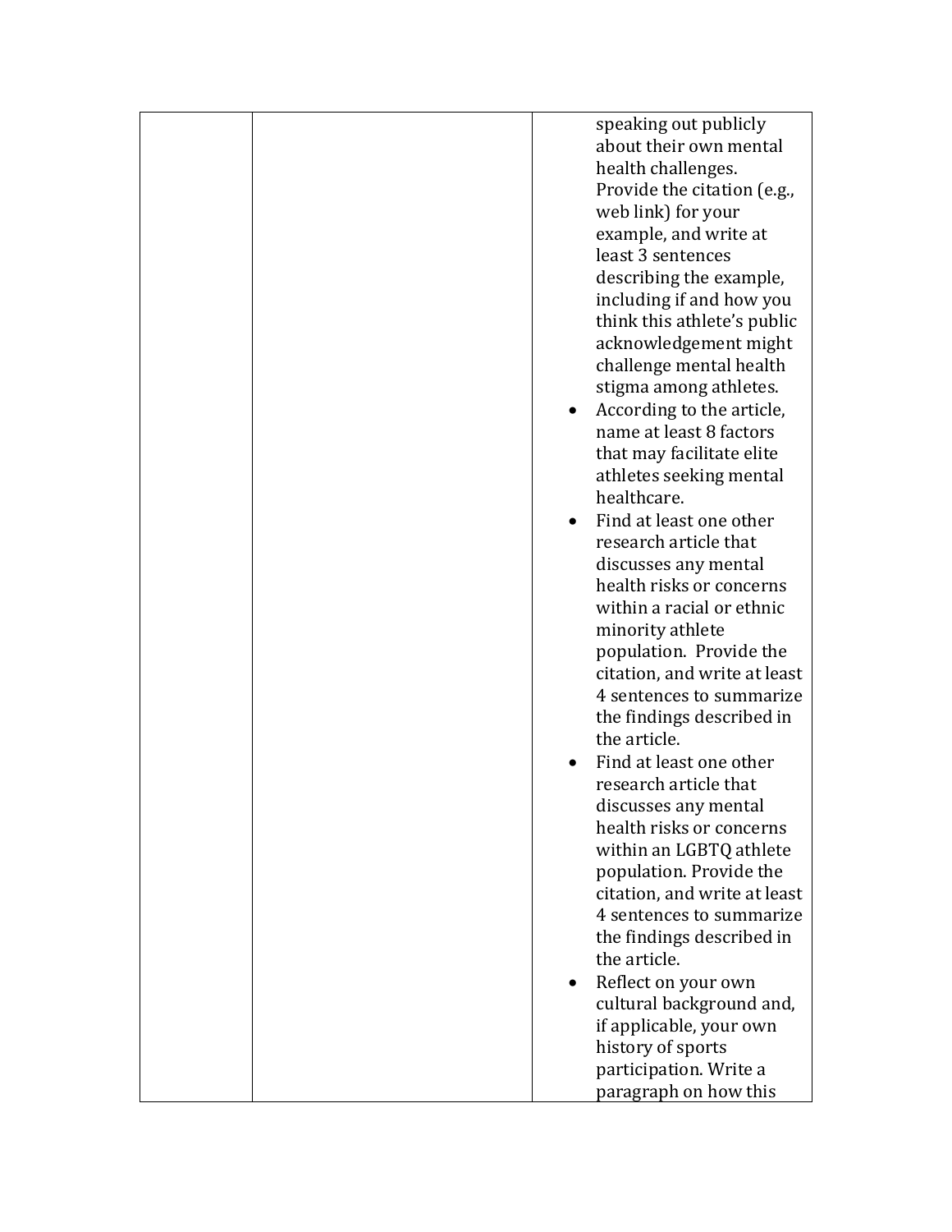| | | |
|---|---|---|
| | | speaking out publicly about their own mental health challenges. Provide the citation (e.g., web link) for your example, and write at least 3 sentences describing the example, including if and how you think this athlete's public acknowledgement might challenge mental health stigma among athletes.<br>• According to the article, name at least 8 factors that may facilitate elite athletes seeking mental healthcare.<br>• Find at least one other research article that discusses any mental health risks or concerns within a racial or ethnic minority athlete population. Provide the citation, and write at least 4 sentences to summarize the findings described in the article.<br>• Find at least one other research article that discusses any mental health risks or concerns within an LGBTQ athlete population. Provide the citation, and write at least 4 sentences to summarize the findings described in the article.<br>• Reflect on your own cultural background and, if applicable, your own history of sports participation. Write a paragraph on how this |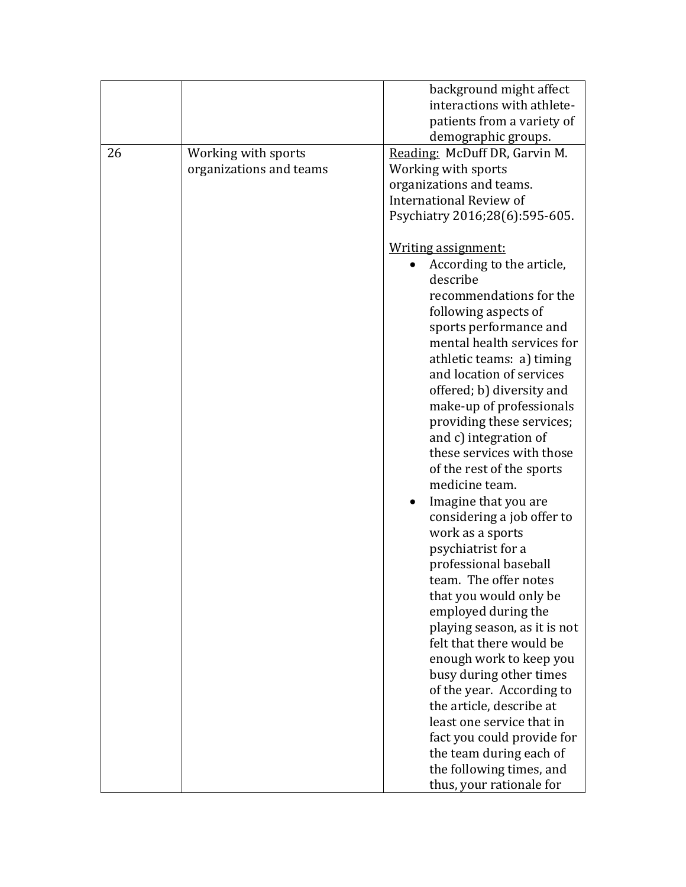| | | |
|---|---|---|
| | | background might affect interactions with athlete-patients from a variety of demographic groups. |
| 26 | Working with sports organizations and teams | Reading: McDuff DR, Garvin M. Working with sports organizations and teams. International Review of Psychiatry 2016;28(6):595-605.<br><br>Writing assignment:<br>• According to the article, describe recommendations for the following aspects of sports performance and mental health services for athletic teams: a) timing and location of services offered; b) diversity and make-up of professionals providing these services; and c) integration of these services with those of the rest of the sports medicine team.<br>• Imagine that you are considering a job offer to work as a sports psychiatrist for a professional baseball team. The offer notes that you would only be employed during the playing season, as it is not felt that there would be enough work to keep you busy during other times of the year. According to the article, describe at least one service that in fact you could provide for the team during each of the following times, and thus, your rationale for |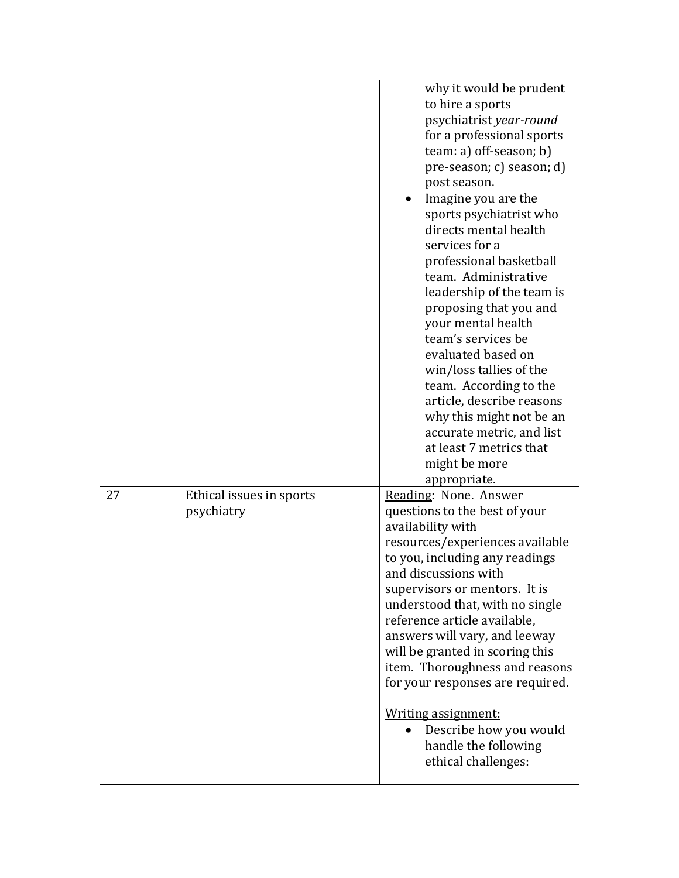| | | |
|---|---|---|
| | | why it would be prudent to hire a sports psychiatrist *year-round* for a professional sports team: a) off-season; b) pre-season; c) season; d) post season.<br>• Imagine you are the sports psychiatrist who directs mental health services for a professional basketball team. Administrative leadership of the team is proposing that you and your mental health team's services be evaluated based on win/loss tallies of the team. According to the article, describe reasons why this might not be an accurate metric, and list at least 7 metrics that might be more appropriate. |
| 27 | Ethical issues in sports psychiatry | <u>Reading</u>: None. Answer questions to the best of your availability with resources/experiences available to you, including any readings and discussions with supervisors or mentors. It is understood that, with no single reference article available, answers will vary, and leeway will be granted in scoring this item. Thoroughness and reasons for your responses are required.<br><br><u>Writing assignment:</u><br>• Describe how you would handle the following ethical challenges: |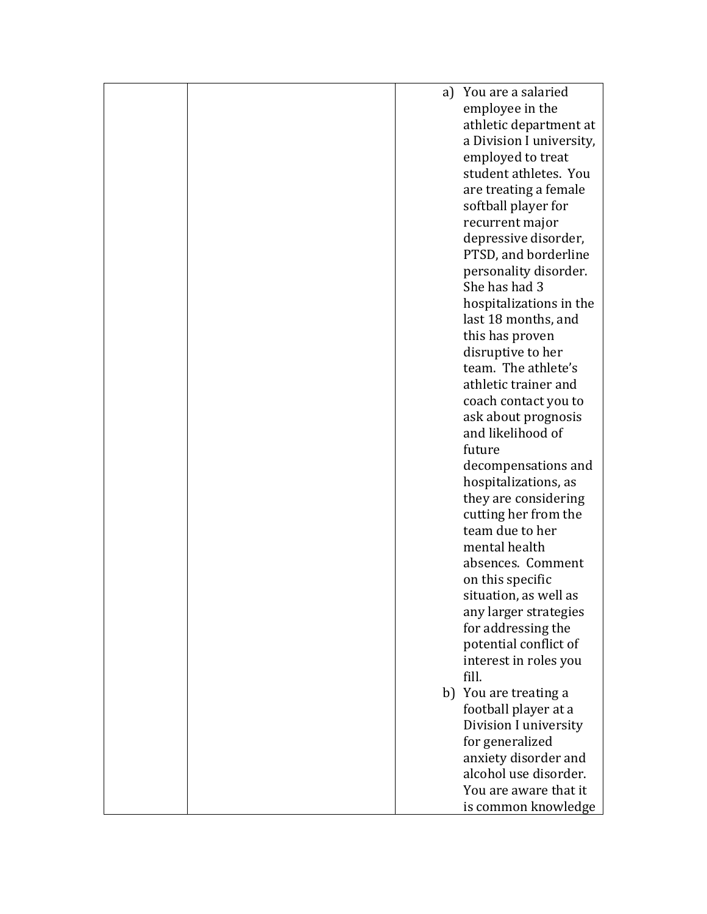|  |  |  |
|---|---|---|
|  |  | a) You are a salaried employee in the athletic department at a Division I university, employed to treat student athletes. You are treating a female softball player for recurrent major depressive disorder, PTSD, and borderline personality disorder. She has had 3 hospitalizations in the last 18 months, and this has proven disruptive to her team. The athlete's athletic trainer and coach contact you to ask about prognosis and likelihood of future decompensations and hospitalizations, as they are considering cutting her from the team due to her mental health absences. Comment on this specific situation, as well as any larger strategies for addressing the potential conflict of interest in roles you fill.<br>b) You are treating a football player at a Division I university for generalized anxiety disorder and alcohol use disorder. You are aware that it is common knowledge |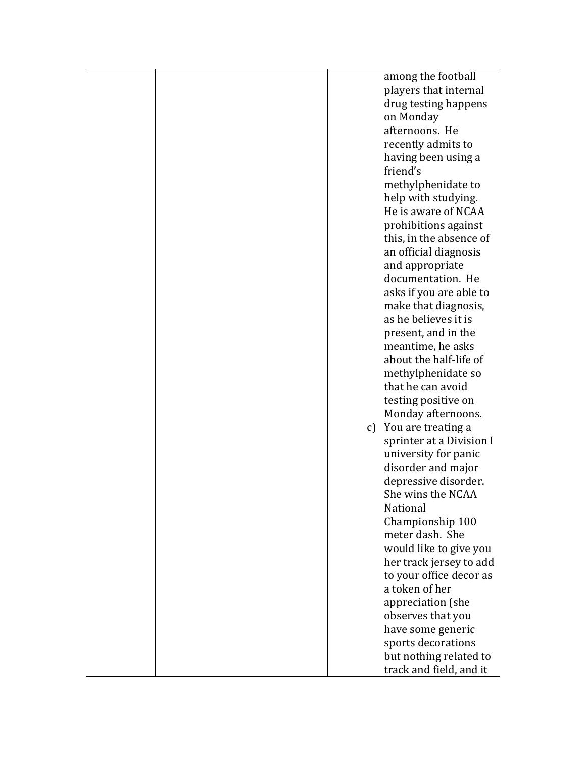|  |  | among the football players that internal drug testing happens on Monday afternoons. He recently admits to having been using a friend's methylphenidate to help with studying. He is aware of NCAA prohibitions against this, in the absence of an official diagnosis and appropriate documentation. He asks if you are able to make that diagnosis, as he believes it is present, and in the meantime, he asks about the half-life of methylphenidate so that he can avoid testing positive on Monday afternoons.<br>c) You are treating a sprinter at a Division I university for panic disorder and major depressive disorder. She wins the NCAA National Championship 100 meter dash. She would like to give you her track jersey to add to your office decor as a token of her appreciation (she observes that you have some generic sports decorations but nothing related to track and field, and it |
|---|---|---|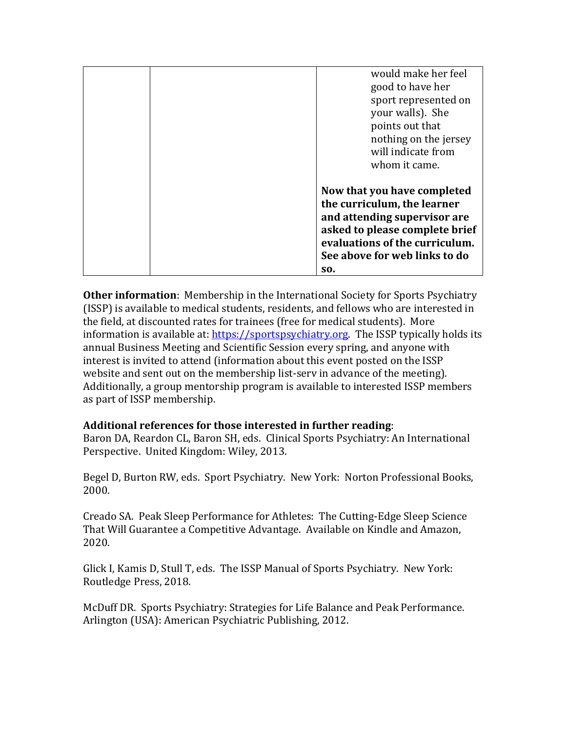| | | would make her feel good to have her sport represented on your walls). She points out that nothing on the jersey will indicate from whom it came.<br><br>**Now that you have completed the curriculum, the learner and attending supervisor are asked to please complete brief evaluations of the curriculum. See above for web links to do so.** |
|---|---|---|

**Other information**: Membership in the International Society for Sports Psychiatry (ISSP) is available to medical students, residents, and fellows who are interested in the field, at discounted rates for trainees (free for medical students). More information is available at: [https://sportspsychiatry.org](https://sportspsychiatry.org). The ISSP typically holds its annual Business Meeting and Scientific Session every spring, and anyone with interest is invited to attend (information about this event posted on the ISSP website and sent out on the membership list-serv in advance of the meeting). Additionally, a group mentorship program is available to interested ISSP members as part of ISSP membership.

**Additional references for those interested in further reading**:

Baron DA, Reardon CL, Baron SH, eds. Clinical Sports Psychiatry: An International Perspective. United Kingdom: Wiley, 2013.

Begel D, Burton RW, eds. Sport Psychiatry. New York: Norton Professional Books, 2000.

Creado SA. Peak Sleep Performance for Athletes: The Cutting-Edge Sleep Science That Will Guarantee a Competitive Advantage. Available on Kindle and Amazon, 2020.

Glick I, Kamis D, Stull T, eds. The ISSP Manual of Sports Psychiatry. New York: Routledge Press, 2018.

McDuff DR. Sports Psychiatry: Strategies for Life Balance and Peak Performance. Arlington (USA): American Psychiatric Publishing, 2012.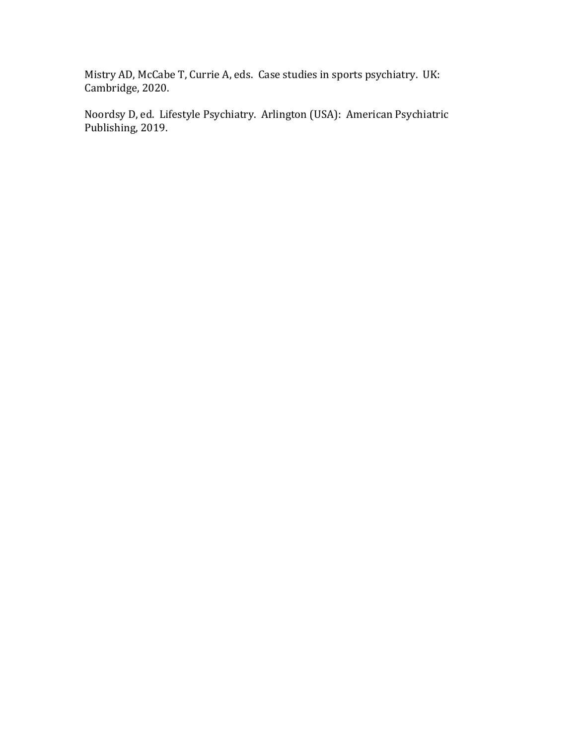Mistry AD, McCabe T, Currie A, eds. Case studies in sports psychiatry. UK: Cambridge, 2020.

Noordsy D, ed. Lifestyle Psychiatry. Arlington (USA): American Psychiatric Publishing, 2019.